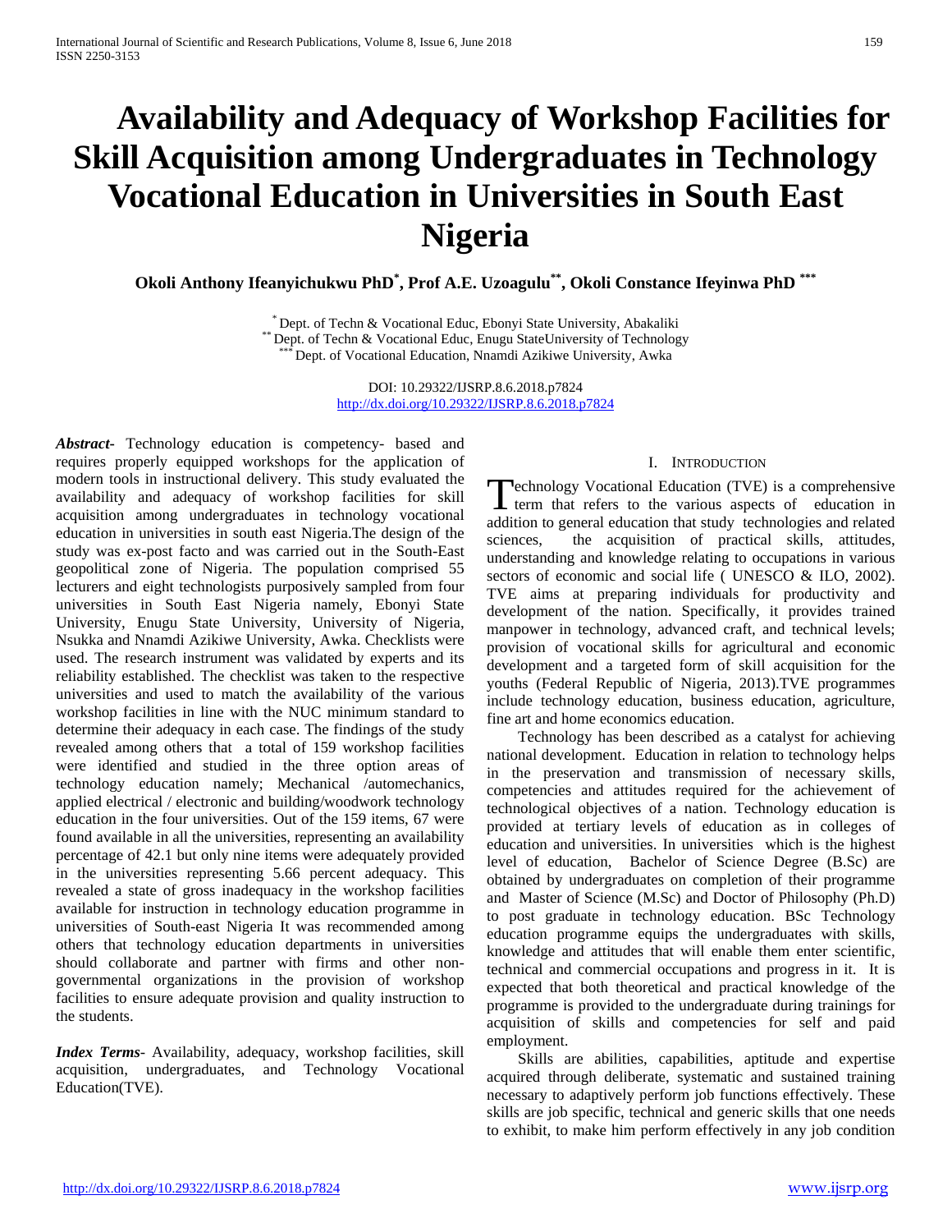# Availability and Adequacy of Workshop Facilities for Skill Acquisition among Undergraduates in Technology Vocational Education in Universities in South East Nigeria

**Okoli Anthony Ifeanyichukwu PhD[*], Prof A.E. Uzoagulu[**], Okoli Constance Ifeyinwa PhD [***]**

[*] Dept. of Techn & Vocational Educ, Ebonyi State University, Abakaliki
[**] Dept. of Techn & Vocational Educ, Enugu StateUniversity of Technology
[***] Dept. of Vocational Education, Nnamdi Azikiwe University, Awka

DOI: 10.29322/IJSRP.8.6.2018.p7824
http://dx.doi.org/10.29322/IJSRP.8.6.2018.p7824

***Abstract***- Technology education is competency- based and requires properly equipped workshops for the application of modern tools in instructional delivery. This study evaluated the availability and adequacy of workshop facilities for skill acquisition among undergraduates in technology vocational education in universities in south east Nigeria.The design of the study was ex-post facto and was carried out in the South-East geopolitical zone of Nigeria. The population comprised 55 lecturers and eight technologists purposively sampled from four universities in South East Nigeria namely, Ebonyi State University, Enugu State University, University of Nigeria, Nsukka and Nnamdi Azikiwe University, Awka. Checklists were used. The research instrument was validated by experts and its reliability established. The checklist was taken to the respective universities and used to match the availability of the various workshop facilities in line with the NUC minimum standard to determine their adequacy in each case. The findings of the study revealed among others that a total of 159 workshop facilities were identified and studied in the three option areas of technology education namely; Mechanical /automechanics, applied electrical / electronic and building/woodwork technology education in the four universities. Out of the 159 items, 67 were found available in all the universities, representing an availability percentage of 42.1 but only nine items were adequately provided in the universities representing 5.66 percent adequacy. This revealed a state of gross inadequacy in the workshop facilities available for instruction in technology education programme in universities of South-east Nigeria It was recommended among others that technology education departments in universities should collaborate and partner with firms and other non-governmental organizations in the provision of workshop facilities to ensure adequate provision and quality instruction to the students.

***Index Terms***- Availability, adequacy, workshop facilities, skill acquisition, undergraduates, and Technology Vocational Education(TVE).

## I. Introduction

Technology Vocational Education (TVE) is a comprehensive term that refers to the various aspects of education in addition to general education that study technologies and related sciences, the acquisition of practical skills, attitudes, understanding and knowledge relating to occupations in various sectors of economic and social life ( UNESCO & ILO, 2002). TVE aims at preparing individuals for productivity and development of the nation. Specifically, it provides trained manpower in technology, advanced craft, and technical levels; provision of vocational skills for agricultural and economic development and a targeted form of skill acquisition for the youths (Federal Republic of Nigeria, 2013).TVE programmes include technology education, business education, agriculture, fine art and home economics education.

Technology has been described as a catalyst for achieving national development. Education in relation to technology helps in the preservation and transmission of necessary skills, competencies and attitudes required for the achievement of technological objectives of a nation. Technology education is provided at tertiary levels of education as in colleges of education and universities. In universities which is the highest level of education, Bachelor of Science Degree (B.Sc) are obtained by undergraduates on completion of their programme and Master of Science (M.Sc) and Doctor of Philosophy (Ph.D) to post graduate in technology education. BSc Technology education programme equips the undergraduates with skills, knowledge and attitudes that will enable them enter scientific, technical and commercial occupations and progress in it. It is expected that both theoretical and practical knowledge of the programme is provided to the undergraduate during trainings for acquisition of skills and competencies for self and paid employment.

Skills are abilities, capabilities, aptitude and expertise acquired through deliberate, systematic and sustained training necessary to adaptively perform job functions effectively. These skills are job specific, technical and generic skills that one needs to exhibit, to make him perform effectively in any job condition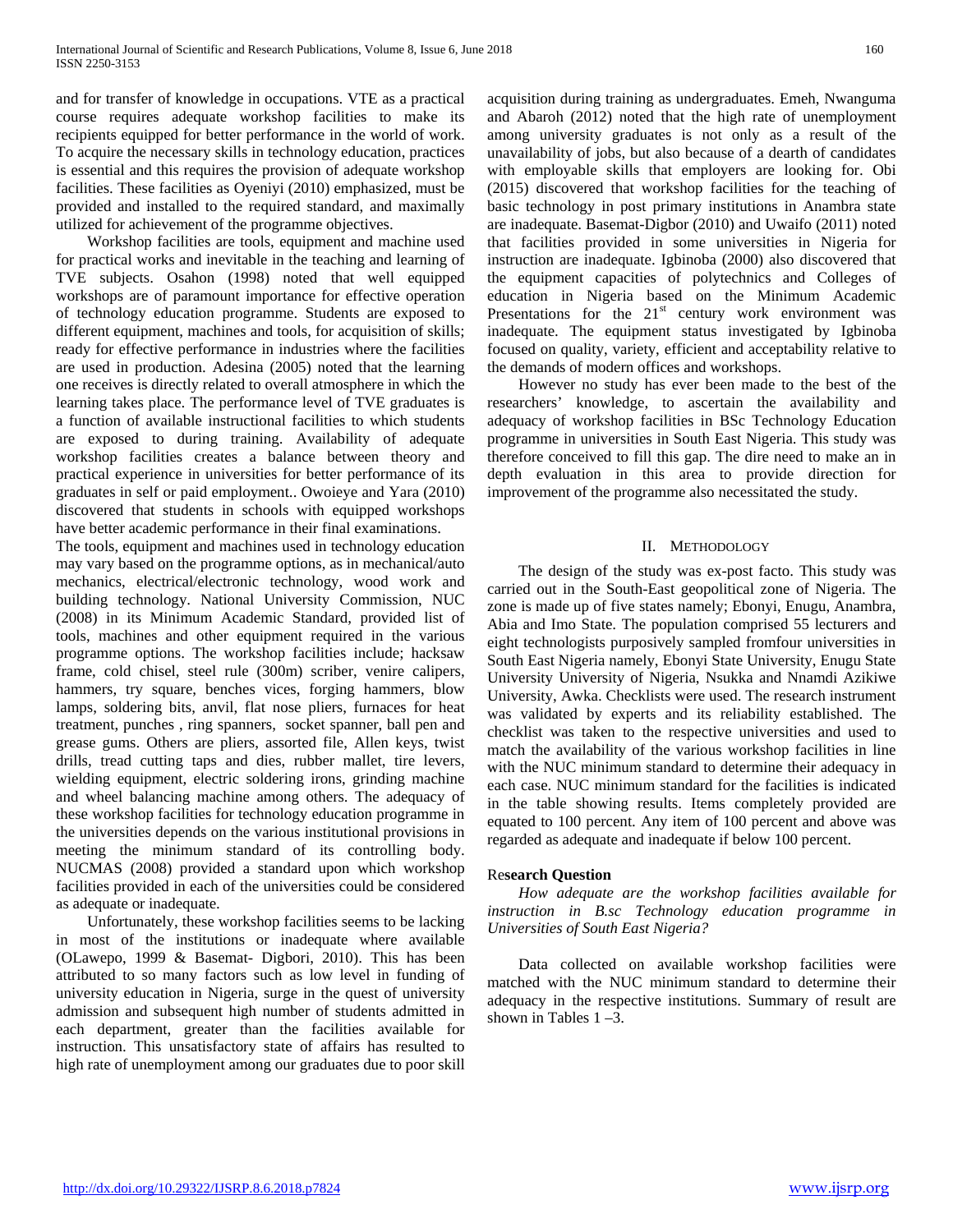and for transfer of knowledge in occupations. VTE as a practical course requires adequate workshop facilities to make its recipients equipped for better performance in the world of work. To acquire the necessary skills in technology education, practices is essential and this requires the provision of adequate workshop facilities. These facilities as Oyeniyi (2010) emphasized, must be provided and installed to the required standard, and maximally utilized for achievement of the programme objectives.

Workshop facilities are tools, equipment and machine used for practical works and inevitable in the teaching and learning of TVE subjects. Osahon (1998) noted that well equipped workshops are of paramount importance for effective operation of technology education programme. Students are exposed to different equipment, machines and tools, for acquisition of skills; ready for effective performance in industries where the facilities are used in production. Adesina (2005) noted that the learning one receives is directly related to overall atmosphere in which the learning takes place. The performance level of TVE graduates is a function of available instructional facilities to which students are exposed to during training. Availability of adequate workshop facilities creates a balance between theory and practical experience in universities for better performance of its graduates in self or paid employment.. Owoieye and Yara (2010) discovered that students in schools with equipped workshops have better academic performance in their final examinations.

The tools, equipment and machines used in technology education may vary based on the programme options, as in mechanical/auto mechanics, electrical/electronic technology, wood work and building technology. National University Commission, NUC (2008) in its Minimum Academic Standard, provided list of tools, machines and other equipment required in the various programme options. The workshop facilities include; hacksaw frame, cold chisel, steel rule (300m) scriber, venire calipers, hammers, try square, benches vices, forging hammers, blow lamps, soldering bits, anvil, flat nose pliers, furnaces for heat treatment, punches , ring spanners, socket spanner, ball pen and grease gums. Others are pliers, assorted file, Allen keys, twist drills, tread cutting taps and dies, rubber mallet, tire levers, wielding equipment, electric soldering irons, grinding machine and wheel balancing machine among others. The adequacy of these workshop facilities for technology education programme in the universities depends on the various institutional provisions in meeting the minimum standard of its controlling body. NUCMAS (2008) provided a standard upon which workshop facilities provided in each of the universities could be considered as adequate or inadequate.

Unfortunately, these workshop facilities seems to be lacking in most of the institutions or inadequate where available (OLawepo, 1999 & Basemat- Digbori, 2010). This has been attributed to so many factors such as low level in funding of university education in Nigeria, surge in the quest of university admission and subsequent high number of students admitted in each department, greater than the facilities available for instruction. This unsatisfactory state of affairs has resulted to high rate of unemployment among our graduates due to poor skill acquisition during training as undergraduates. Emeh, Nwanguma and Abaroh (2012) noted that the high rate of unemployment among university graduates is not only as a result of the unavailability of jobs, but also because of a dearth of candidates with employable skills that employers are looking for. Obi (2015) discovered that workshop facilities for the teaching of basic technology in post primary institutions in Anambra state are inadequate. Basemat-Digbor (2010) and Uwaifo (2011) noted that facilities provided in some universities in Nigeria for instruction are inadequate. Igbinoba (2000) also discovered that the equipment capacities of polytechnics and Colleges of education in Nigeria based on the Minimum Academic Presentations for the 21st century work environment was inadequate. The equipment status investigated by Igbinoba focused on quality, variety, efficient and acceptability relative to the demands of modern offices and workshops.

However no study has ever been made to the best of the researchers' knowledge, to ascertain the availability and adequacy of workshop facilities in BSc Technology Education programme in universities in South East Nigeria. This study was therefore conceived to fill this gap. The dire need to make an in depth evaluation in this area to provide direction for improvement of the programme also necessitated the study.

## II. Methodology

The design of the study was ex-post facto. This study was carried out in the South-East geopolitical zone of Nigeria. The zone is made up of five states namely; Ebonyi, Enugu, Anambra, Abia and Imo State. The population comprised 55 lecturers and eight technologists purposively sampled fromfour universities in South East Nigeria namely, Ebonyi State University, Enugu State University University of Nigeria, Nsukka and Nnamdi Azikiwe University, Awka. Checklists were used. The research instrument was validated by experts and its reliability established. The checklist was taken to the respective universities and used to match the availability of the various workshop facilities in line with the NUC minimum standard to determine their adequacy in each case. NUC minimum standard for the facilities is indicated in the table showing results. Items completely provided are equated to 100 percent. Any item of 100 percent and above was regarded as adequate and inadequate if below 100 percent.

### Research Question

*How adequate are the workshop facilities available for instruction in B.sc Technology education programme in Universities of South East Nigeria?*

Data collected on available workshop facilities were matched with the NUC minimum standard to determine their adequacy in the respective institutions. Summary of result are shown in Tables 1 –3.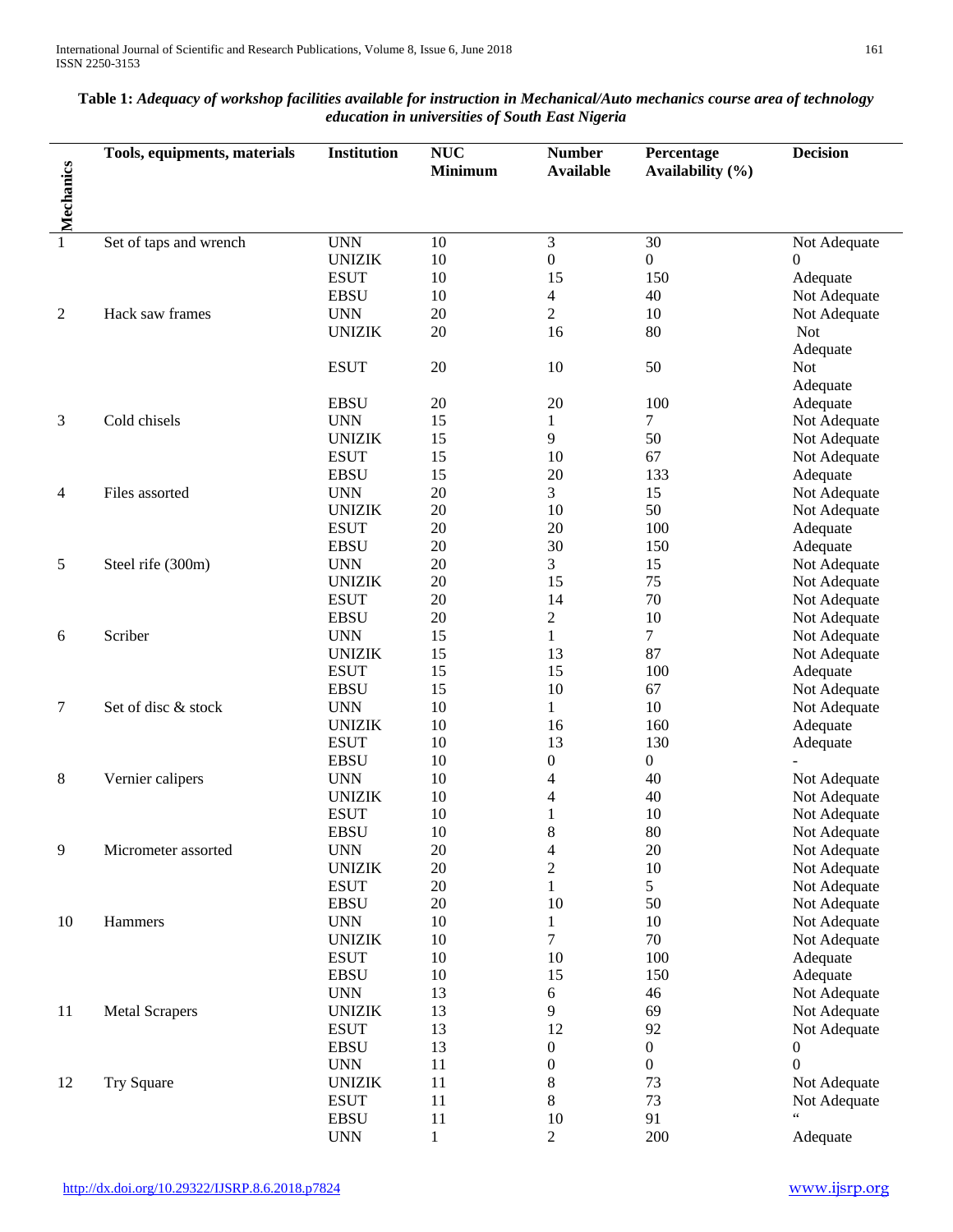**Table 1:** *Adequacy of workshop facilities available for instruction in Mechanical/Auto mechanics course area of technology education in universities of South East Nigeria*

| Mechanics | Tools, equipments, materials | Institution | NUC Minimum | Number Available | Percentage Availability (%) | Decision |
|---|---|---|---|---|---|---|
| 1 | Set of taps and wrench | UNN | 10 | 3 | 30 | Not Adequate |
| | | UNIZIK | 10 | 0 | 0 | 0 |
| | | ESUT | 10 | 15 | 150 | Adequate |
| | | EBSU | 10 | 4 | 40 | Not Adequate |
| 2 | Hack saw frames | UNN | 20 | 2 | 10 | Not Adequate |
| | | UNIZIK | 20 | 16 | 80 | Not Adequate |
| | | ESUT | 20 | 10 | 50 | Not Adequate |
| | | EBSU | 20 | 20 | 100 | Adequate |
| 3 | Cold chisels | UNN | 15 | 1 | 7 | Not Adequate |
| | | UNIZIK | 15 | 9 | 50 | Not Adequate |
| | | ESUT | 15 | 10 | 67 | Not Adequate |
| | | EBSU | 15 | 20 | 133 | Adequate |
| 4 | Files assorted | UNN | 20 | 3 | 15 | Not Adequate |
| | | UNIZIK | 20 | 10 | 50 | Not Adequate |
| | | ESUT | 20 | 20 | 100 | Adequate |
| | | EBSU | 20 | 30 | 150 | Adequate |
| 5 | Steel rife (300m) | UNN | 20 | 3 | 15 | Not Adequate |
| | | UNIZIK | 20 | 15 | 75 | Not Adequate |
| | | ESUT | 20 | 14 | 70 | Not Adequate |
| | | EBSU | 20 | 2 | 10 | Not Adequate |
| 6 | Scriber | UNN | 15 | 1 | 7 | Not Adequate |
| | | UNIZIK | 15 | 13 | 87 | Not Adequate |
| | | ESUT | 15 | 15 | 100 | Adequate |
| | | EBSU | 15 | 10 | 67 | Not Adequate |
| 7 | Set of disc & stock | UNN | 10 | 1 | 10 | Not Adequate |
| | | UNIZIK | 10 | 16 | 160 | Adequate |
| | | ESUT | 10 | 13 | 130 | Adequate |
| | | EBSU | 10 | 0 | 0 | - |
| 8 | Vernier calipers | UNN | 10 | 4 | 40 | Not Adequate |
| | | UNIZIK | 10 | 4 | 40 | Not Adequate |
| | | ESUT | 10 | 1 | 10 | Not Adequate |
| | | EBSU | 10 | 8 | 80 | Not Adequate |
| 9 | Micrometer assorted | UNN | 20 | 4 | 20 | Not Adequate |
| | | UNIZIK | 20 | 2 | 10 | Not Adequate |
| | | ESUT | 20 | 1 | 5 | Not Adequate |
| | | EBSU | 20 | 10 | 50 | Not Adequate |
| 10 | Hammers | UNN | 10 | 1 | 10 | Not Adequate |
| | | UNIZIK | 10 | 7 | 70 | Not Adequate |
| | | ESUT | 10 | 10 | 100 | Adequate |
| | | EBSU | 10 | 15 | 150 | Adequate |
| | | UNN | 13 | 6 | 46 | Not Adequate |
| 11 | Metal Scrapers | UNIZIK | 13 | 9 | 69 | Not Adequate |
| | | ESUT | 13 | 12 | 92 | Not Adequate |
| | | EBSU | 13 | 0 | 0 | 0 |
| | | UNN | 11 | 0 | 0 | 0 |
| 12 | Try Square | UNIZIK | 11 | 8 | 73 | Not Adequate |
| | | ESUT | 11 | 8 | 73 | Not Adequate |
| | | EBSU | 11 | 10 | 91 | " |
| | | UNN | 1 | 2 | 200 | Adequate |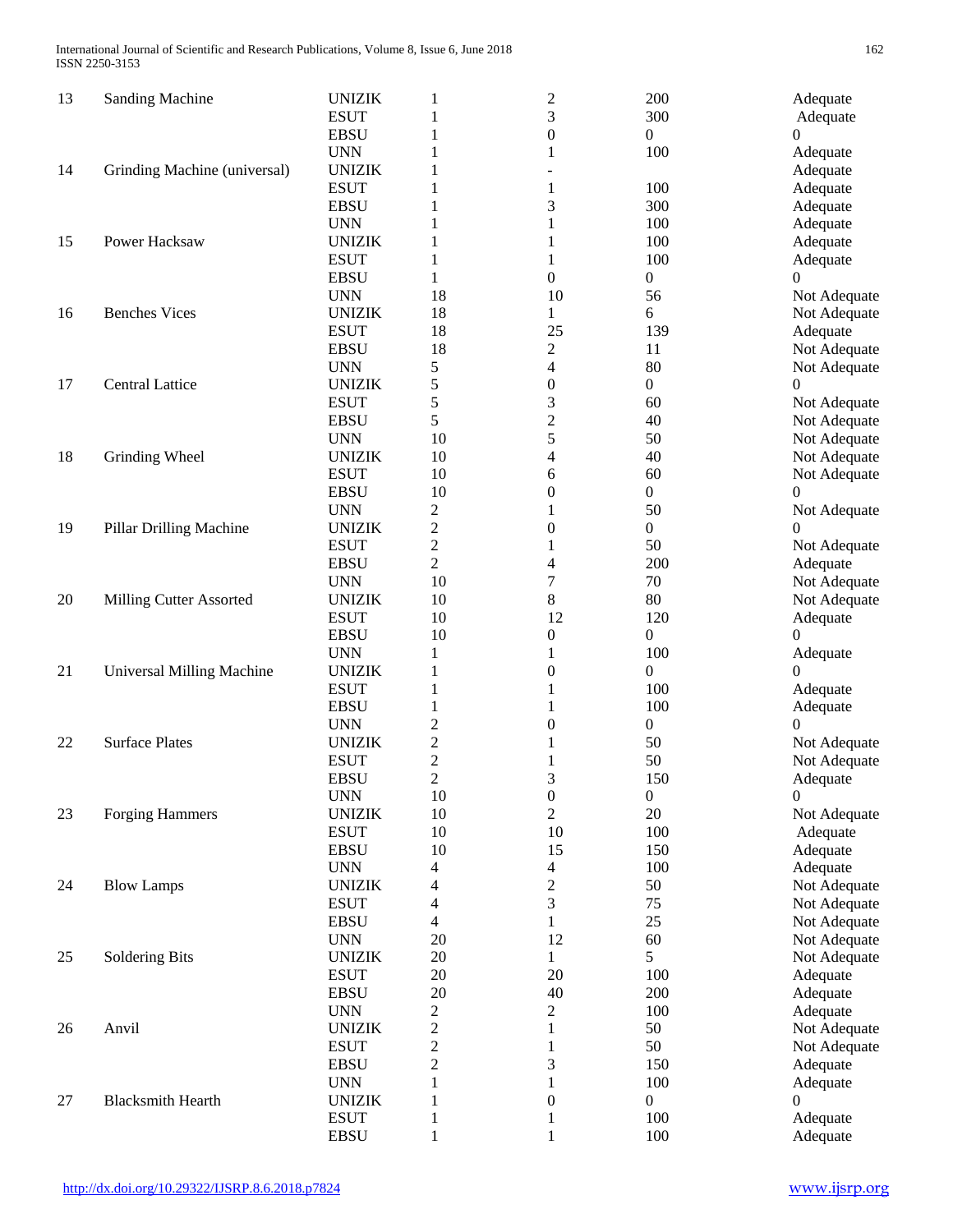| 13 | Sanding Machine | UNIZIK | 1 | 2 | 200 | Adequate |
|---|---|---|---|---|---|---|
| | | ESUT | 1 | 3 | 300 | Adequate |
| | | EBSU | 1 | 0 | 0 | 0 |
| | | UNN | 1 | 1 | 100 | Adequate |
| 14 | Grinding Machine (universal) | UNIZIK | 1 | - | | Adequate |
| | | ESUT | 1 | 1 | 100 | Adequate |
| | | EBSU | 1 | 3 | 300 | Adequate |
| | | UNN | 1 | 1 | 100 | Adequate |
| 15 | Power Hacksaw | UNIZIK | 1 | 1 | 100 | Adequate |
| | | ESUT | 1 | 1 | 100 | Adequate |
| | | EBSU | 1 | 0 | 0 | 0 |
| | | UNN | 18 | 10 | 56 | Not Adequate |
| 16 | Benches Vices | UNIZIK | 18 | 1 | 6 | Not Adequate |
| | | ESUT | 18 | 25 | 139 | Adequate |
| | | EBSU | 18 | 2 | 11 | Not Adequate |
| | | UNN | 5 | 4 | 80 | Not Adequate |
| 17 | Central Lattice | UNIZIK | 5 | 0 | 0 | 0 |
| | | ESUT | 5 | 3 | 60 | Not Adequate |
| | | EBSU | 5 | 2 | 40 | Not Adequate |
| | | UNN | 10 | 5 | 50 | Not Adequate |
| 18 | Grinding Wheel | UNIZIK | 10 | 4 | 40 | Not Adequate |
| | | ESUT | 10 | 6 | 60 | Not Adequate |
| | | EBSU | 10 | 0 | 0 | 0 |
| | | UNN | 2 | 1 | 50 | Not Adequate |
| 19 | Pillar Drilling Machine | UNIZIK | 2 | 0 | 0 | 0 |
| | | ESUT | 2 | 1 | 50 | Not Adequate |
| | | EBSU | 2 | 4 | 200 | Adequate |
| | | UNN | 10 | 7 | 70 | Not Adequate |
| 20 | Milling Cutter Assorted | UNIZIK | 10 | 8 | 80 | Not Adequate |
| | | ESUT | 10 | 12 | 120 | Adequate |
| | | EBSU | 10 | 0 | 0 | 0 |
| | | UNN | 1 | 1 | 100 | Adequate |
| 21 | Universal Milling Machine | UNIZIK | 1 | 0 | 0 | 0 |
| | | ESUT | 1 | 1 | 100 | Adequate |
| | | EBSU | 1 | 1 | 100 | Adequate |
| | | UNN | 2 | 0 | 0 | 0 |
| 22 | Surface Plates | UNIZIK | 2 | 1 | 50 | Not Adequate |
| | | ESUT | 2 | 1 | 50 | Not Adequate |
| | | EBSU | 2 | 3 | 150 | Adequate |
| | | UNN | 10 | 0 | 0 | 0 |
| 23 | Forging Hammers | UNIZIK | 10 | 2 | 20 | Not Adequate |
| | | ESUT | 10 | 10 | 100 | Adequate |
| | | EBSU | 10 | 15 | 150 | Adequate |
| | | UNN | 4 | 4 | 100 | Adequate |
| 24 | Blow Lamps | UNIZIK | 4 | 2 | 50 | Not Adequate |
| | | ESUT | 4 | 3 | 75 | Not Adequate |
| | | EBSU | 4 | 1 | 25 | Not Adequate |
| | | UNN | 20 | 12 | 60 | Not Adequate |
| 25 | Soldering Bits | UNIZIK | 20 | 1 | 5 | Not Adequate |
| | | ESUT | 20 | 20 | 100 | Adequate |
| | | EBSU | 20 | 40 | 200 | Adequate |
| | | UNN | 2 | 2 | 100 | Adequate |
| 26 | Anvil | UNIZIK | 2 | 1 | 50 | Not Adequate |
| | | ESUT | 2 | 1 | 50 | Not Adequate |
| | | EBSU | 2 | 3 | 150 | Adequate |
| | | UNN | 1 | 1 | 100 | Adequate |
| 27 | Blacksmith Hearth | UNIZIK | 1 | 0 | 0 | 0 |
| | | ESUT | 1 | 1 | 100 | Adequate |
| | | EBSU | 1 | 1 | 100 | Adequate |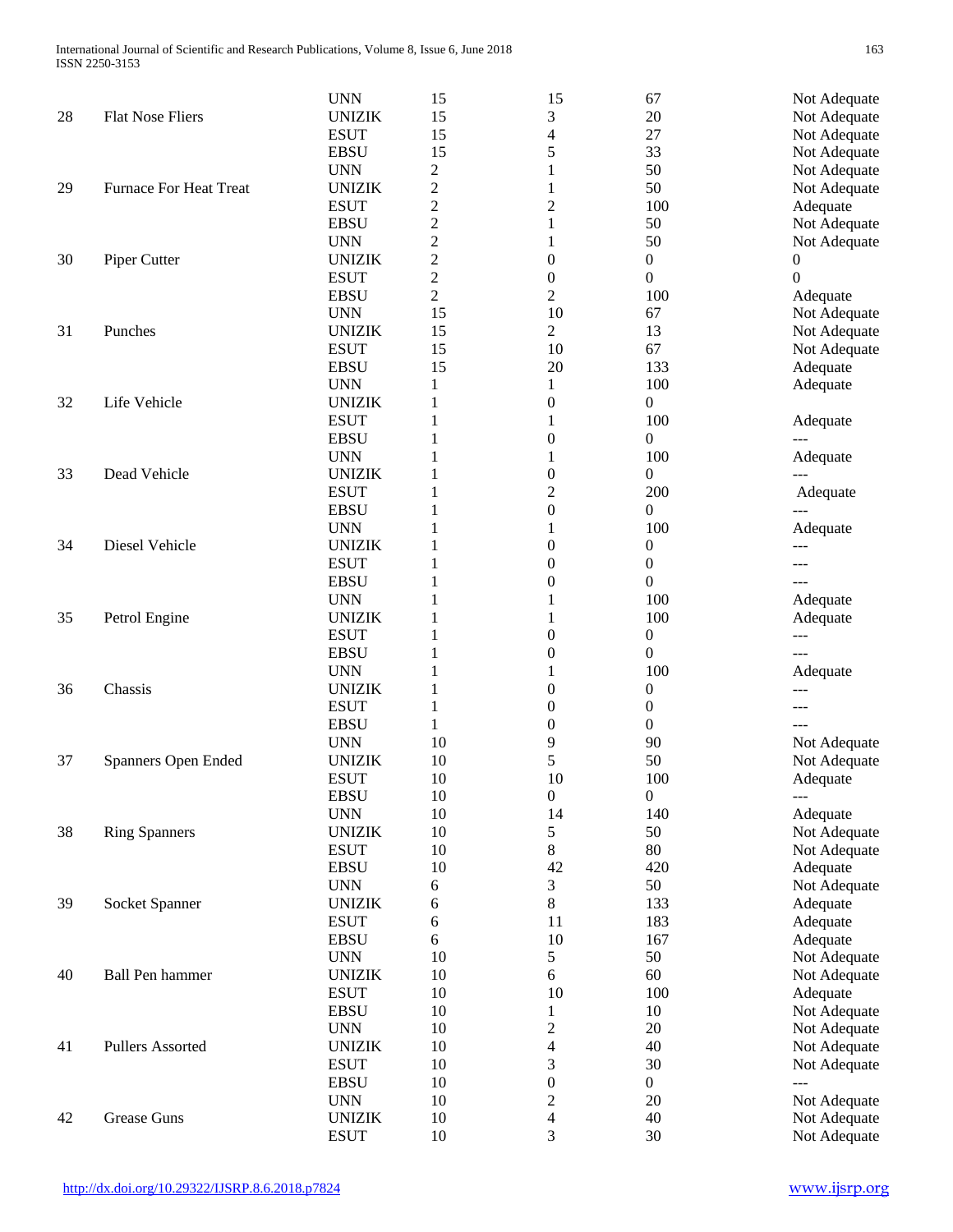| | | UNN | 15 | 15 | 67 | Not Adequate |
|---|---|---|---|---|---|---|
| 28 | Flat Nose Fliers | UNIZIK | 15 | 3 | 20 | Not Adequate |
| | | ESUT | 15 | 4 | 27 | Not Adequate |
| | | EBSU | 15 | 5 | 33 | Not Adequate |
| | | UNN | 2 | 1 | 50 | Not Adequate |
| 29 | Furnace For Heat Treat | UNIZIK | 2 | 1 | 50 | Not Adequate |
| | | ESUT | 2 | 2 | 100 | Adequate |
| | | EBSU | 2 | 1 | 50 | Not Adequate |
| | | UNN | 2 | 1 | 50 | Not Adequate |
| 30 | Piper Cutter | UNIZIK | 2 | 0 | 0 | 0 |
| | | ESUT | 2 | 0 | 0 | 0 |
| | | EBSU | 2 | 2 | 100 | Adequate |
| | | UNN | 15 | 10 | 67 | Not Adequate |
| 31 | Punches | UNIZIK | 15 | 2 | 13 | Not Adequate |
| | | ESUT | 15 | 10 | 67 | Not Adequate |
| | | EBSU | 15 | 20 | 133 | Adequate |
| | | UNN | 1 | 1 | 100 | Adequate |
| 32 | Life Vehicle | UNIZIK | 1 | 0 | 0 | |
| | | ESUT | 1 | 1 | 100 | Adequate |
| | | EBSU | 1 | 0 | 0 | --- |
| | | UNN | 1 | 1 | 100 | Adequate |
| 33 | Dead Vehicle | UNIZIK | 1 | 0 | 0 | --- |
| | | ESUT | 1 | 2 | 200 | Adequate |
| | | EBSU | 1 | 0 | 0 | --- |
| | | UNN | 1 | 1 | 100 | Adequate |
| 34 | Diesel Vehicle | UNIZIK | 1 | 0 | 0 | --- |
| | | ESUT | 1 | 0 | 0 | --- |
| | | EBSU | 1 | 0 | 0 | --- |
| | | UNN | 1 | 1 | 100 | Adequate |
| 35 | Petrol Engine | UNIZIK | 1 | 1 | 100 | Adequate |
| | | ESUT | 1 | 0 | 0 | --- |
| | | EBSU | 1 | 0 | 0 | --- |
| | | UNN | 1 | 1 | 100 | Adequate |
| 36 | Chassis | UNIZIK | 1 | 0 | 0 | --- |
| | | ESUT | 1 | 0 | 0 | --- |
| | | EBSU | 1 | 0 | 0 | --- |
| | | UNN | 10 | 9 | 90 | Not Adequate |
| 37 | Spanners Open Ended | UNIZIK | 10 | 5 | 50 | Not Adequate |
| | | ESUT | 10 | 10 | 100 | Adequate |
| | | EBSU | 10 | 0 | 0 | --- |
| | | UNN | 10 | 14 | 140 | Adequate |
| 38 | Ring Spanners | UNIZIK | 10 | 5 | 50 | Not Adequate |
| | | ESUT | 10 | 8 | 80 | Not Adequate |
| | | EBSU | 10 | 42 | 420 | Adequate |
| | | UNN | 6 | 3 | 50 | Not Adequate |
| 39 | Socket Spanner | UNIZIK | 6 | 8 | 133 | Adequate |
| | | ESUT | 6 | 11 | 183 | Adequate |
| | | EBSU | 6 | 10 | 167 | Adequate |
| | | UNN | 10 | 5 | 50 | Not Adequate |
| 40 | Ball Pen hammer | UNIZIK | 10 | 6 | 60 | Not Adequate |
| | | ESUT | 10 | 10 | 100 | Adequate |
| | | EBSU | 10 | 1 | 10 | Not Adequate |
| | | UNN | 10 | 2 | 20 | Not Adequate |
| 41 | Pullers Assorted | UNIZIK | 10 | 4 | 40 | Not Adequate |
| | | ESUT | 10 | 3 | 30 | Not Adequate |
| | | EBSU | 10 | 0 | 0 | --- |
| | | UNN | 10 | 2 | 20 | Not Adequate |
| 42 | Grease Guns | UNIZIK | 10 | 4 | 40 | Not Adequate |
| | | ESUT | 10 | 3 | 30 | Not Adequate |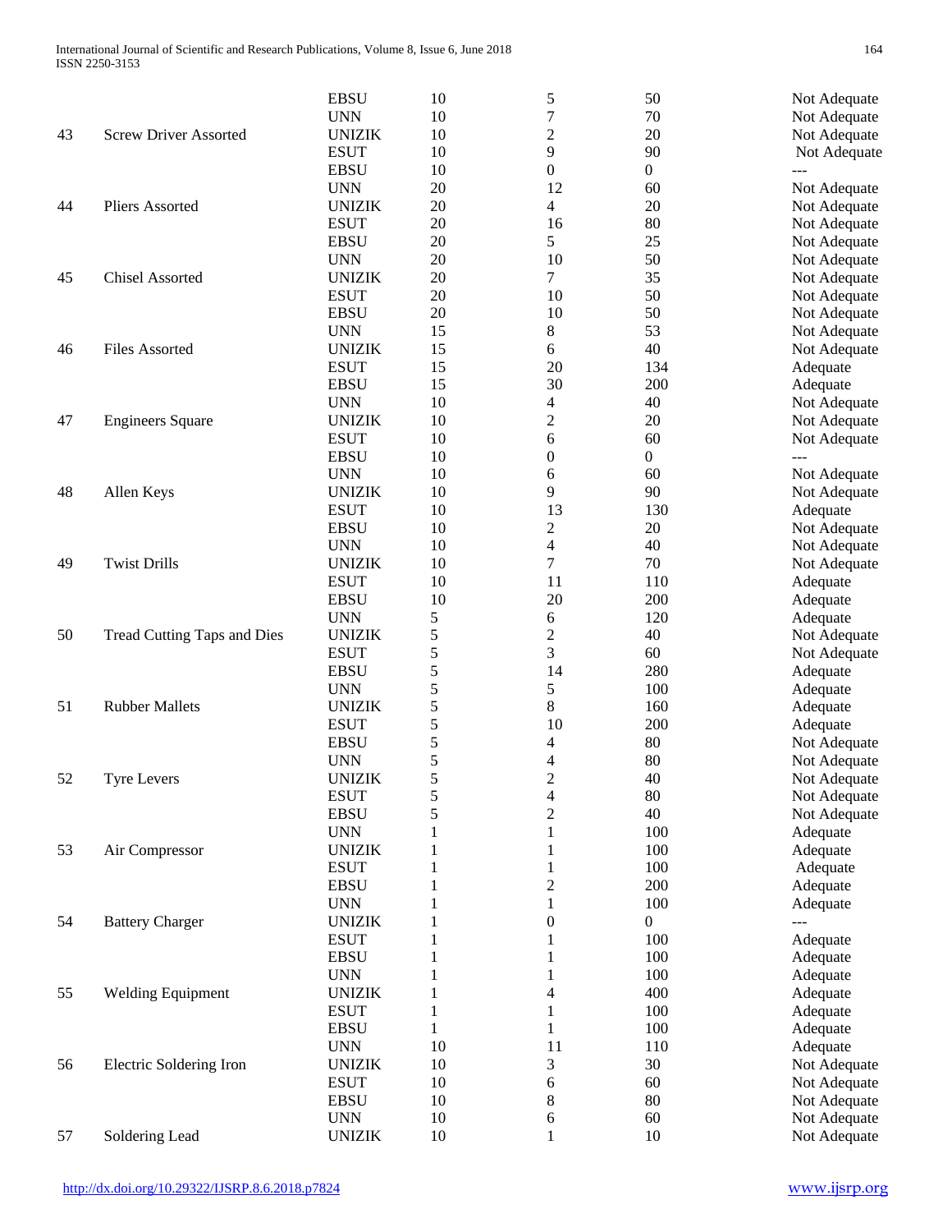| | | EBSU | 10 | 5 | 50 | Not Adequate |
|---|---|---|---|---|---|---|
| | | UNN | 10 | 7 | 70 | Not Adequate |
| 43 | Screw Driver Assorted | UNIZIK | 10 | 2 | 20 | Not Adequate |
| | | ESUT | 10 | 9 | 90 | Not Adequate |
| | | EBSU | 10 | 0 | 0 | --- |
| | | UNN | 20 | 12 | 60 | Not Adequate |
| 44 | Pliers Assorted | UNIZIK | 20 | 4 | 20 | Not Adequate |
| | | ESUT | 20 | 16 | 80 | Not Adequate |
| | | EBSU | 20 | 5 | 25 | Not Adequate |
| | | UNN | 20 | 10 | 50 | Not Adequate |
| 45 | Chisel Assorted | UNIZIK | 20 | 7 | 35 | Not Adequate |
| | | ESUT | 20 | 10 | 50 | Not Adequate |
| | | EBSU | 20 | 10 | 50 | Not Adequate |
| | | UNN | 15 | 8 | 53 | Not Adequate |
| 46 | Files Assorted | UNIZIK | 15 | 6 | 40 | Not Adequate |
| | | ESUT | 15 | 20 | 134 | Adequate |
| | | EBSU | 15 | 30 | 200 | Adequate |
| | | UNN | 10 | 4 | 40 | Not Adequate |
| 47 | Engineers Square | UNIZIK | 10 | 2 | 20 | Not Adequate |
| | | ESUT | 10 | 6 | 60 | Not Adequate |
| | | EBSU | 10 | 0 | 0 | --- |
| | | UNN | 10 | 6 | 60 | Not Adequate |
| 48 | Allen Keys | UNIZIK | 10 | 9 | 90 | Not Adequate |
| | | ESUT | 10 | 13 | 130 | Adequate |
| | | EBSU | 10 | 2 | 20 | Not Adequate |
| | | UNN | 10 | 4 | 40 | Not Adequate |
| 49 | Twist Drills | UNIZIK | 10 | 7 | 70 | Not Adequate |
| | | ESUT | 10 | 11 | 110 | Adequate |
| | | EBSU | 10 | 20 | 200 | Adequate |
| | | UNN | 5 | 6 | 120 | Adequate |
| 50 | Tread Cutting Taps and Dies | UNIZIK | 5 | 2 | 40 | Not Adequate |
| | | ESUT | 5 | 3 | 60 | Not Adequate |
| | | EBSU | 5 | 14 | 280 | Adequate |
| | | UNN | 5 | 5 | 100 | Adequate |
| 51 | Rubber Mallets | UNIZIK | 5 | 8 | 160 | Adequate |
| | | ESUT | 5 | 10 | 200 | Adequate |
| | | EBSU | 5 | 4 | 80 | Not Adequate |
| | | UNN | 5 | 4 | 80 | Not Adequate |
| 52 | Tyre Levers | UNIZIK | 5 | 2 | 40 | Not Adequate |
| | | ESUT | 5 | 4 | 80 | Not Adequate |
| | | EBSU | 5 | 2 | 40 | Not Adequate |
| | | UNN | 1 | 1 | 100 | Adequate |
| 53 | Air Compressor | UNIZIK | 1 | 1 | 100 | Adequate |
| | | ESUT | 1 | 1 | 100 | Adequate |
| | | EBSU | 1 | 2 | 200 | Adequate |
| | | UNN | 1 | 1 | 100 | Adequate |
| 54 | Battery Charger | UNIZIK | 1 | 0 | 0 | --- |
| | | ESUT | 1 | 1 | 100 | Adequate |
| | | EBSU | 1 | 1 | 100 | Adequate |
| | | UNN | 1 | 1 | 100 | Adequate |
| 55 | Welding Equipment | UNIZIK | 1 | 4 | 400 | Adequate |
| | | ESUT | 1 | 1 | 100 | Adequate |
| | | EBSU | 1 | 1 | 100 | Adequate |
| | | UNN | 10 | 11 | 110 | Adequate |
| 56 | Electric Soldering Iron | UNIZIK | 10 | 3 | 30 | Not Adequate |
| | | ESUT | 10 | 6 | 60 | Not Adequate |
| | | EBSU | 10 | 8 | 80 | Not Adequate |
| | | UNN | 10 | 6 | 60 | Not Adequate |
| 57 | Soldering Lead | UNIZIK | 10 | 1 | 10 | Not Adequate |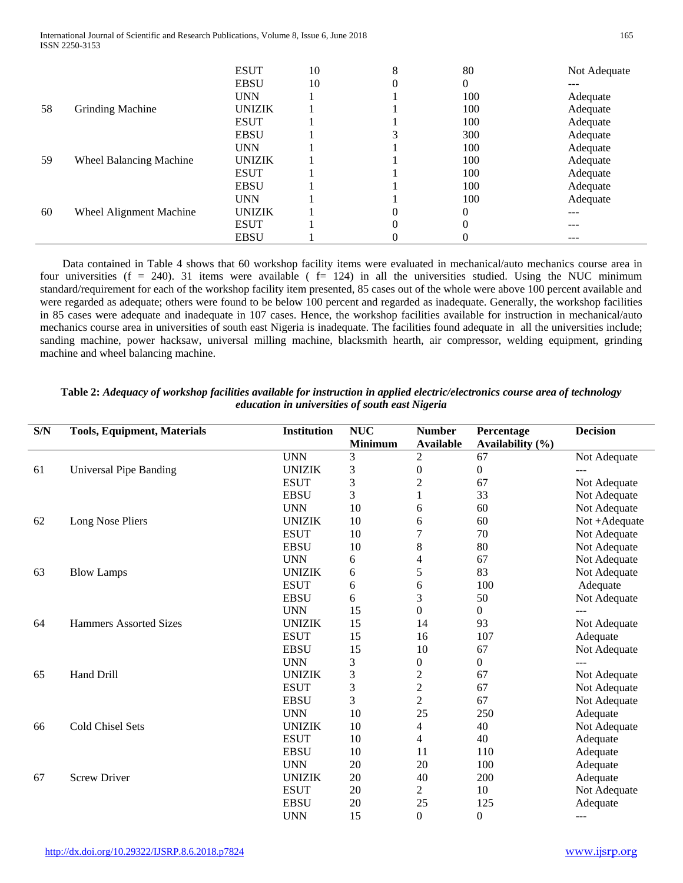| | | ESUT | 10 | 8 | 80 | Not Adequate |
|---|---|---|---|---|---|---|
| | | EBSU | 10 | 0 | 0 | --- |
| | | UNN | 1 | 1 | 100 | Adequate |
| 58 | Grinding Machine | UNIZIK | 1 | 1 | 100 | Adequate |
| | | ESUT | 1 | 1 | 100 | Adequate |
| | | EBSU | 1 | 3 | 300 | Adequate |
| | | UNN | 1 | 1 | 100 | Adequate |
| 59 | Wheel Balancing Machine | UNIZIK | 1 | 1 | 100 | Adequate |
| | | ESUT | 1 | 1 | 100 | Adequate |
| | | EBSU | 1 | 1 | 100 | Adequate |
| | | UNN | 1 | 1 | 100 | Adequate |
| 60 | Wheel Alignment Machine | UNIZIK | 1 | 0 | 0 | --- |
| | | ESUT | 1 | 0 | 0 | --- |
| | | EBSU | 1 | 0 | 0 | --- |

Data contained in Table 4 shows that 60 workshop facility items were evaluated in mechanical/auto mechanics course area in four universities (f = 240). 31 items were available ( f= 124) in all the universities studied. Using the NUC minimum standard/requirement for each of the workshop facility item presented, 85 cases out of the whole were above 100 percent available and were regarded as adequate; others were found to be below 100 percent and regarded as inadequate. Generally, the workshop facilities in 85 cases were adequate and inadequate in 107 cases. Hence, the workshop facilities available for instruction in mechanical/auto mechanics course area in universities of south east Nigeria is inadequate. The facilities found adequate in all the universities include; sanding machine, power hacksaw, universal milling machine, blacksmith hearth, air compressor, welding equipment, grinding machine and wheel balancing machine.

**Table 2:** ***Adequacy of workshop facilities available for instruction in applied electric/electronics course area of technology education in universities of south east Nigeria***

| S/N | Tools, Equipment, Materials | Institution | NUC Minimum | Number Available | Percentage Availability (%) | Decision |
|---|---|---|---|---|---|---|
| | | UNN | 3 | 2 | 67 | Not Adequate |
| 61 | Universal Pipe Banding | UNIZIK | 3 | 0 | 0 | --- |
| | | ESUT | 3 | 2 | 67 | Not Adequate |
| | | EBSU | 3 | 1 | 33 | Not Adequate |
| | | UNN | 10 | 6 | 60 | Not Adequate |
| 62 | Long Nose Pliers | UNIZIK | 10 | 6 | 60 | Not +Adequate |
| | | ESUT | 10 | 7 | 70 | Not Adequate |
| | | EBSU | 10 | 8 | 80 | Not Adequate |
| | | UNN | 6 | 4 | 67 | Not Adequate |
| 63 | Blow Lamps | UNIZIK | 6 | 5 | 83 | Not Adequate |
| | | ESUT | 6 | 6 | 100 | Adequate |
| | | EBSU | 6 | 3 | 50 | Not Adequate |
| | | UNN | 15 | 0 | 0 | --- |
| 64 | Hammers Assorted Sizes | UNIZIK | 15 | 14 | 93 | Not Adequate |
| | | ESUT | 15 | 16 | 107 | Adequate |
| | | EBSU | 15 | 10 | 67 | Not Adequate |
| | | UNN | 3 | 0 | 0 | --- |
| 65 | Hand Drill | UNIZIK | 3 | 2 | 67 | Not Adequate |
| | | ESUT | 3 | 2 | 67 | Not Adequate |
| | | EBSU | 3 | 2 | 67 | Not Adequate |
| | | UNN | 10 | 25 | 250 | Adequate |
| 66 | Cold Chisel Sets | UNIZIK | 10 | 4 | 40 | Not Adequate |
| | | ESUT | 10 | 4 | 40 | Adequate |
| | | EBSU | 10 | 11 | 110 | Adequate |
| | | UNN | 20 | 20 | 100 | Adequate |
| 67 | Screw Driver | UNIZIK | 20 | 40 | 200 | Adequate |
| | | ESUT | 20 | 2 | 10 | Not Adequate |
| | | EBSU | 20 | 25 | 125 | Adequate |
| | | UNN | 15 | 0 | 0 | --- |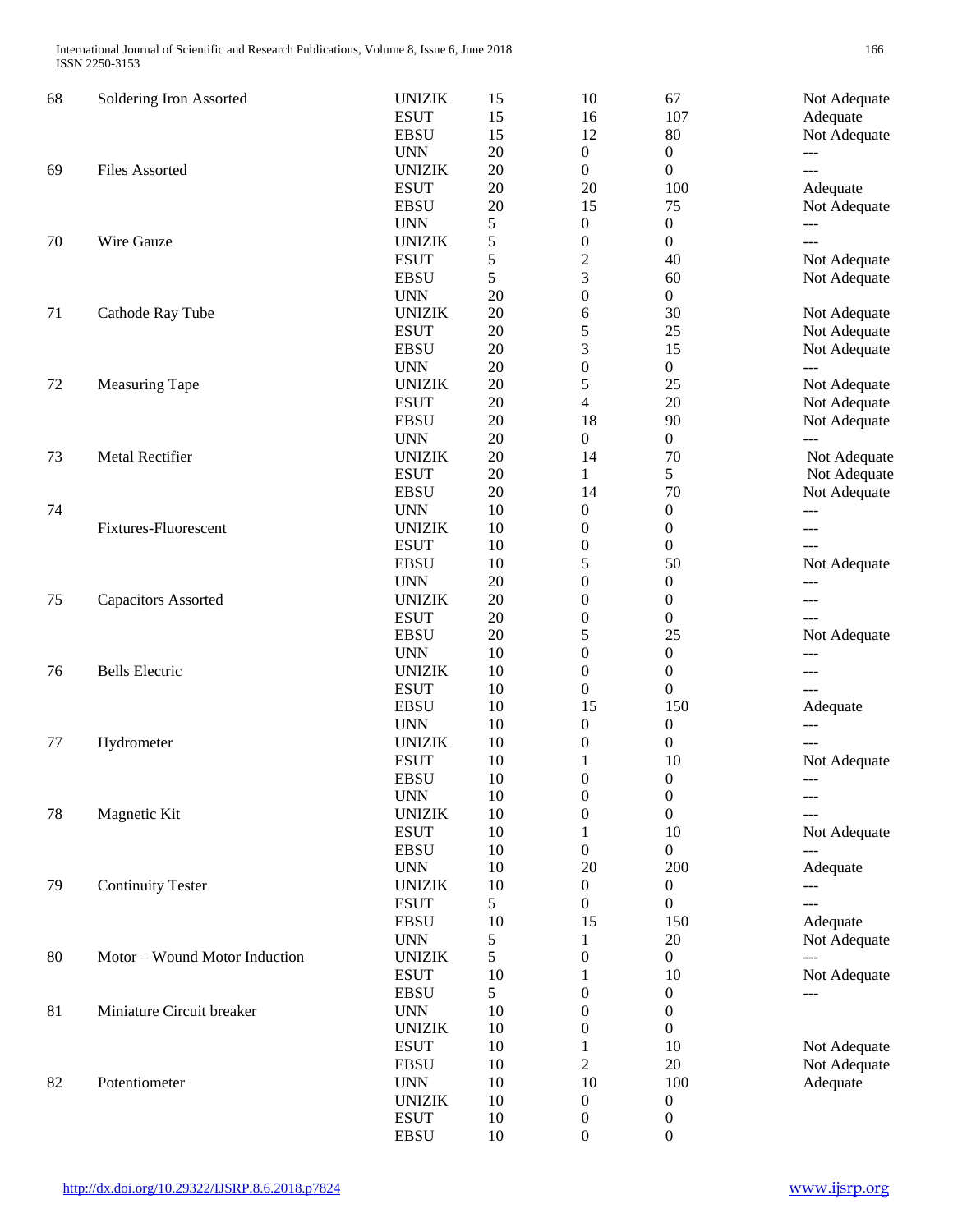| 68 | Soldering Iron Assorted | UNIZIK | 15 | 10 | 67 | Not Adequate |
|---|---|---|---|---|---|---|
| | | ESUT | 15 | 16 | 107 | Adequate |
| | | EBSU | 15 | 12 | 80 | Not Adequate |
| | | UNN | 20 | 0 | 0 | --- |
| 69 | Files Assorted | UNIZIK | 20 | 0 | 0 | --- |
| | | ESUT | 20 | 20 | 100 | Adequate |
| | | EBSU | 20 | 15 | 75 | Not Adequate |
| | | UNN | 5 | 0 | 0 | --- |
| 70 | Wire Gauze | UNIZIK | 5 | 0 | 0 | --- |
| | | ESUT | 5 | 2 | 40 | Not Adequate |
| | | EBSU | 5 | 3 | 60 | Not Adequate |
| | | UNN | 20 | 0 | 0 | |
| 71 | Cathode Ray Tube | UNIZIK | 20 | 6 | 30 | Not Adequate |
| | | ESUT | 20 | 5 | 25 | Not Adequate |
| | | EBSU | 20 | 3 | 15 | Not Adequate |
| | | UNN | 20 | 0 | 0 | --- |
| 72 | Measuring Tape | UNIZIK | 20 | 5 | 25 | Not Adequate |
| | | ESUT | 20 | 4 | 20 | Not Adequate |
| | | EBSU | 20 | 18 | 90 | Not Adequate |
| | | UNN | 20 | 0 | 0 | --- |
| 73 | Metal Rectifier | UNIZIK | 20 | 14 | 70 | Not Adequate |
| | | ESUT | 20 | 1 | 5 | Not Adequate |
| | | EBSU | 20 | 14 | 70 | Not Adequate |
| 74 | | UNN | 10 | 0 | 0 | --- |
| | Fixtures-Fluorescent | UNIZIK | 10 | 0 | 0 | --- |
| | | ESUT | 10 | 0 | 0 | --- |
| | | EBSU | 10 | 5 | 50 | Not Adequate |
| | | UNN | 20 | 0 | 0 | --- |
| 75 | Capacitors Assorted | UNIZIK | 20 | 0 | 0 | --- |
| | | ESUT | 20 | 0 | 0 | --- |
| | | EBSU | 20 | 5 | 25 | Not Adequate |
| | | UNN | 10 | 0 | 0 | --- |
| 76 | Bells Electric | UNIZIK | 10 | 0 | 0 | --- |
| | | ESUT | 10 | 0 | 0 | --- |
| | | EBSU | 10 | 15 | 150 | Adequate |
| | | UNN | 10 | 0 | 0 | --- |
| 77 | Hydrometer | UNIZIK | 10 | 0 | 0 | --- |
| | | ESUT | 10 | 1 | 10 | Not Adequate |
| | | EBSU | 10 | 0 | 0 | --- |
| | | UNN | 10 | 0 | 0 | --- |
| 78 | Magnetic Kit | UNIZIK | 10 | 0 | 0 | --- |
| | | ESUT | 10 | 1 | 10 | Not Adequate |
| | | EBSU | 10 | 0 | 0 | --- |
| | | UNN | 10 | 20 | 200 | Adequate |
| 79 | Continuity Tester | UNIZIK | 10 | 0 | 0 | --- |
| | | ESUT | 5 | 0 | 0 | --- |
| | | EBSU | 10 | 15 | 150 | Adequate |
| | | UNN | 5 | 1 | 20 | Not Adequate |
| 80 | Motor – Wound Motor Induction | UNIZIK | 5 | 0 | 0 | --- |
| | | ESUT | 10 | 1 | 10 | Not Adequate |
| | | EBSU | 5 | 0 | 0 | --- |
| 81 | Miniature Circuit breaker | UNN | 10 | 0 | 0 | |
| | | UNIZIK | 10 | 0 | 0 | |
| | | ESUT | 10 | 1 | 10 | Not Adequate |
| | | EBSU | 10 | 2 | 20 | Not Adequate |
| 82 | Potentiometer | UNN | 10 | 10 | 100 | Adequate |
| | | UNIZIK | 10 | 0 | 0 | |
| | | ESUT | 10 | 0 | 0 | |
| | | EBSU | 10 | 0 | 0 | |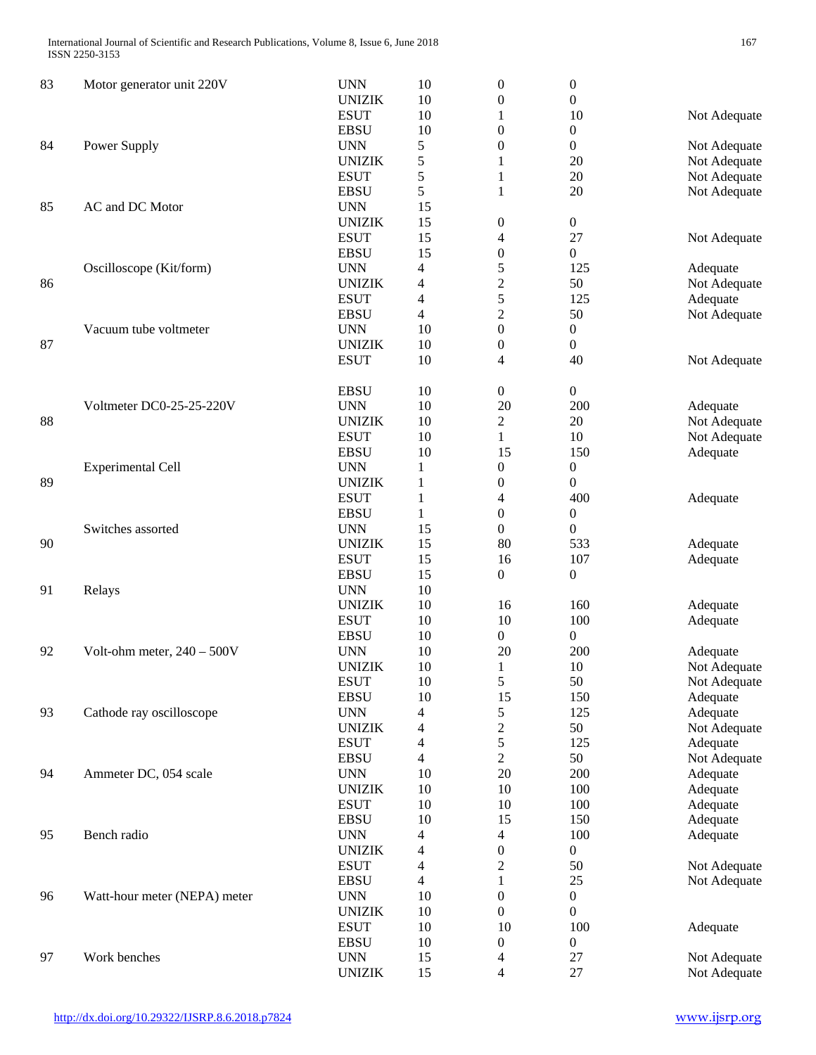| | | | | | | |
|---|---|---|---|---|---|---|
| 83 | Motor generator unit 220V | UNN | 10 | 0 | 0 | |
| | | UNIZIK | 10 | 0 | 0 | |
| | | ESUT | 10 | 1 | 10 | Not Adequate |
| | | EBSU | 10 | 0 | 0 | |
| 84 | Power Supply | UNN | 5 | 0 | 0 | Not Adequate |
| | | UNIZIK | 5 | 1 | 20 | Not Adequate |
| | | ESUT | 5 | 1 | 20 | Not Adequate |
| | | EBSU | 5 | 1 | 20 | Not Adequate |
| 85 | AC and DC Motor | UNN | 15 | | | |
| | | UNIZIK | 15 | 0 | 0 | |
| | | ESUT | 15 | 4 | 27 | Not Adequate |
| | | EBSU | 15 | 0 | 0 | |
| | Oscilloscope (Kit/form) | UNN | 4 | 5 | 125 | Adequate |
| 86 | | UNIZIK | 4 | 2 | 50 | Not Adequate |
| | | ESUT | 4 | 5 | 125 | Adequate |
| | | EBSU | 4 | 2 | 50 | Not Adequate |
| | Vacuum tube voltmeter | UNN | 10 | 0 | 0 | |
| 87 | | UNIZIK | 10 | 0 | 0 | |
| | | ESUT | 10 | 4 | 40 | Not Adequate |
| | | EBSU | 10 | 0 | 0 | |
| | Voltmeter DC0-25-25-220V | UNN | 10 | 20 | 200 | Adequate |
| 88 | | UNIZIK | 10 | 2 | 20 | Not Adequate |
| | | ESUT | 10 | 1 | 10 | Not Adequate |
| | | EBSU | 10 | 15 | 150 | Adequate |
| | Experimental Cell | UNN | 1 | 0 | 0 | |
| 89 | | UNIZIK | 1 | 0 | 0 | |
| | | ESUT | 1 | 4 | 400 | Adequate |
| | | EBSU | 1 | 0 | 0 | |
| | Switches assorted | UNN | 15 | 0 | 0 | |
| 90 | | UNIZIK | 15 | 80 | 533 | Adequate |
| | | ESUT | 15 | 16 | 107 | Adequate |
| | | EBSU | 15 | 0 | 0 | |
| 91 | Relays | UNN | 10 | | | |
| | | UNIZIK | 10 | 16 | 160 | Adequate |
| | | ESUT | 10 | 10 | 100 | Adequate |
| | | EBSU | 10 | 0 | 0 | |
| 92 | Volt-ohm meter, 240 – 500V | UNN | 10 | 20 | 200 | Adequate |
| | | UNIZIK | 10 | 1 | 10 | Not Adequate |
| | | ESUT | 10 | 5 | 50 | Not Adequate |
| | | EBSU | 10 | 15 | 150 | Adequate |
| 93 | Cathode ray oscilloscope | UNN | 4 | 5 | 125 | Adequate |
| | | UNIZIK | 4 | 2 | 50 | Not Adequate |
| | | ESUT | 4 | 5 | 125 | Adequate |
| | | EBSU | 4 | 2 | 50 | Not Adequate |
| 94 | Ammeter DC, 054 scale | UNN | 10 | 20 | 200 | Adequate |
| | | UNIZIK | 10 | 10 | 100 | Adequate |
| | | ESUT | 10 | 10 | 100 | Adequate |
| | | EBSU | 10 | 15 | 150 | Adequate |
| 95 | Bench radio | UNN | 4 | 4 | 100 | Adequate |
| | | UNIZIK | 4 | 0 | 0 | |
| | | ESUT | 4 | 2 | 50 | Not Adequate |
| | | EBSU | 4 | 1 | 25 | Not Adequate |
| 96 | Watt-hour meter (NEPA) meter | UNN | 10 | 0 | 0 | |
| | | UNIZIK | 10 | 0 | 0 | |
| | | ESUT | 10 | 10 | 100 | Adequate |
| | | EBSU | 10 | 0 | 0 | |
| 97 | Work benches | UNN | 15 | 4 | 27 | Not Adequate |
| | | UNIZIK | 15 | 4 | 27 | Not Adequate |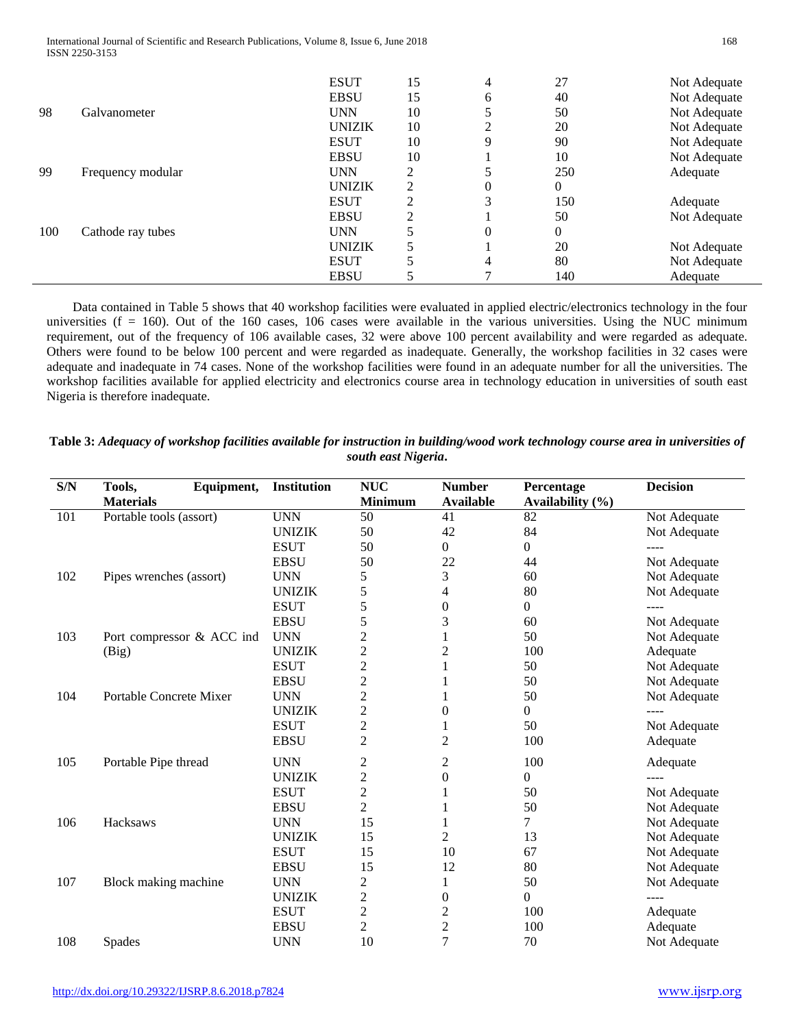| | | ESUT | 15 | 4 | 27 | Not Adequate |
|---|---|---|---|---|---|---|
| | | EBSU | 15 | 6 | 40 | Not Adequate |
| 98 | Galvanometer | UNN | 10 | 5 | 50 | Not Adequate |
| | | UNIZIK | 10 | 2 | 20 | Not Adequate |
| | | ESUT | 10 | 9 | 90 | Not Adequate |
| | | EBSU | 10 | 1 | 10 | Not Adequate |
| 99 | Frequency modular | UNN | 2 | 5 | 250 | Adequate |
| | | UNIZIK | 2 | 0 | 0 | |
| | | ESUT | 2 | 3 | 150 | Adequate |
| | | EBSU | 2 | 1 | 50 | Not Adequate |
| 100 | Cathode ray tubes | UNN | 5 | 0 | 0 | |
| | | UNIZIK | 5 | 1 | 20 | Not Adequate |
| | | ESUT | 5 | 4 | 80 | Not Adequate |
| | | EBSU | 5 | 7 | 140 | Adequate |

Data contained in Table 5 shows that 40 workshop facilities were evaluated in applied electric/electronics technology in the four universities (f = 160). Out of the 160 cases, 106 cases were available in the various universities. Using the NUC minimum requirement, out of the frequency of 106 available cases, 32 were above 100 percent availability and were regarded as adequate. Others were found to be below 100 percent and were regarded as inadequate. Generally, the workshop facilities in 32 cases were adequate and inadequate in 74 cases. None of the workshop facilities were found in an adequate number for all the universities. The workshop facilities available for applied electricity and electronics course area in technology education in universities of south east Nigeria is therefore inadequate.

**Table 3:** ***Adequacy of workshop facilities available for instruction in building/wood work technology course area in universities of south east Nigeria*****.**

| S/N | Tools, Equipment, Materials | Institution | NUC Minimum | Number Available | Percentage Availability (%) | Decision |
|---|---|---|---|---|---|---|
| 101 | Portable tools (assort) | UNN | 50 | 41 | 82 | Not Adequate |
| | | UNIZIK | 50 | 42 | 84 | Not Adequate |
| | | ESUT | 50 | 0 | 0 | ---- |
| | | EBSU | 50 | 22 | 44 | Not Adequate |
| 102 | Pipes wrenches (assort) | UNN | 5 | 3 | 60 | Not Adequate |
| | | UNIZIK | 5 | 4 | 80 | Not Adequate |
| | | ESUT | 5 | 0 | 0 | ---- |
| | | EBSU | 5 | 3 | 60 | Not Adequate |
| 103 | Port compressor & ACC ind (Big) | UNN | 2 | 1 | 50 | Not Adequate |
| | | UNIZIK | 2 | 2 | 100 | Adequate |
| | | ESUT | 2 | 1 | 50 | Not Adequate |
| | | EBSU | 2 | 1 | 50 | Not Adequate |
| 104 | Portable Concrete Mixer | UNN | 2 | 1 | 50 | Not Adequate |
| | | UNIZIK | 2 | 0 | 0 | ---- |
| | | ESUT | 2 | 1 | 50 | Not Adequate |
| | | EBSU | 2 | 2 | 100 | Adequate |
| 105 | Portable Pipe thread | UNN | 2 | 2 | 100 | Adequate |
| | | UNIZIK | 2 | 0 | 0 | ---- |
| | | ESUT | 2 | 1 | 50 | Not Adequate |
| | | EBSU | 2 | 1 | 50 | Not Adequate |
| 106 | Hacksaws | UNN | 15 | 1 | 7 | Not Adequate |
| | | UNIZIK | 15 | 2 | 13 | Not Adequate |
| | | ESUT | 15 | 10 | 67 | Not Adequate |
| | | EBSU | 15 | 12 | 80 | Not Adequate |
| 107 | Block making machine | UNN | 2 | 1 | 50 | Not Adequate |
| | | UNIZIK | 2 | 0 | 0 | ---- |
| | | ESUT | 2 | 2 | 100 | Adequate |
| | | EBSU | 2 | 2 | 100 | Adequate |
| 108 | Spades | UNN | 10 | 7 | 70 | Not Adequate |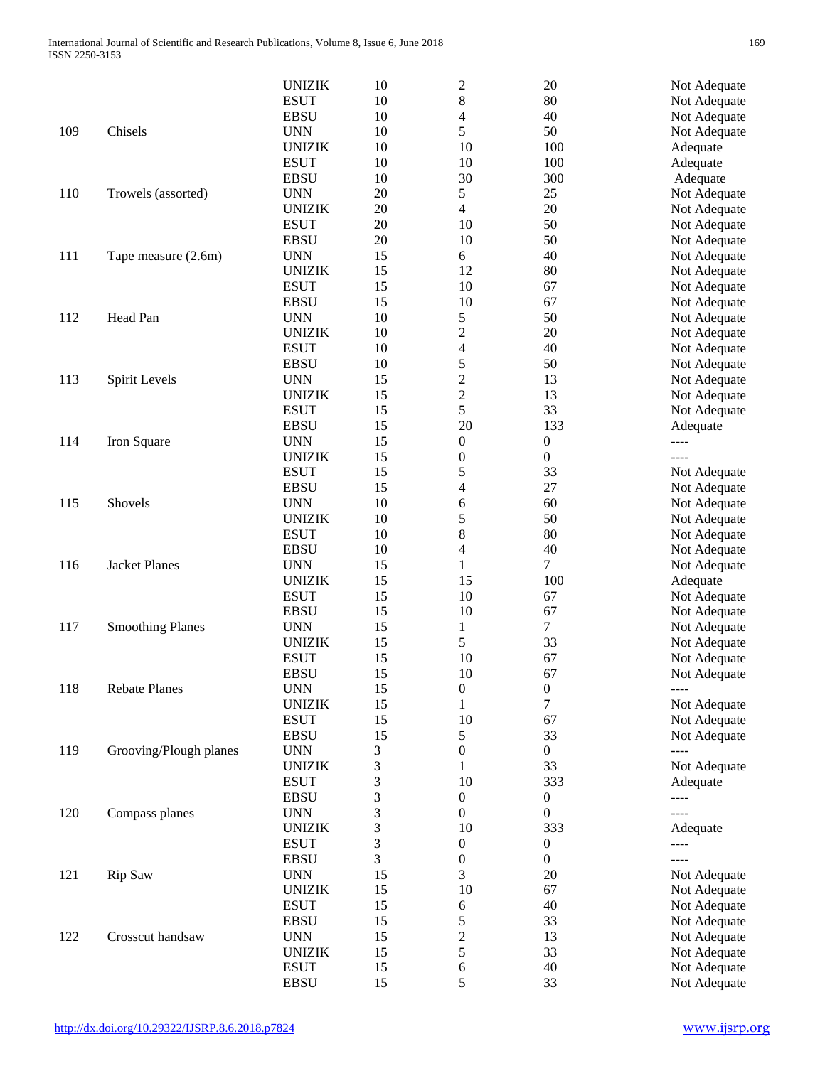| | | UNIZIK | 10 | 2 | 20 | Not Adequate |
|---|---|---|---|---|---|---|
| | | ESUT | 10 | 8 | 80 | Not Adequate |
| | | EBSU | 10 | 4 | 40 | Not Adequate |
| 109 | Chisels | UNN | 10 | 5 | 50 | Not Adequate |
| | | UNIZIK | 10 | 10 | 100 | Adequate |
| | | ESUT | 10 | 10 | 100 | Adequate |
| | | EBSU | 10 | 30 | 300 | Adequate |
| 110 | Trowels (assorted) | UNN | 20 | 5 | 25 | Not Adequate |
| | | UNIZIK | 20 | 4 | 20 | Not Adequate |
| | | ESUT | 20 | 10 | 50 | Not Adequate |
| | | EBSU | 20 | 10 | 50 | Not Adequate |
| 111 | Tape measure (2.6m) | UNN | 15 | 6 | 40 | Not Adequate |
| | | UNIZIK | 15 | 12 | 80 | Not Adequate |
| | | ESUT | 15 | 10 | 67 | Not Adequate |
| | | EBSU | 15 | 10 | 67 | Not Adequate |
| 112 | Head Pan | UNN | 10 | 5 | 50 | Not Adequate |
| | | UNIZIK | 10 | 2 | 20 | Not Adequate |
| | | ESUT | 10 | 4 | 40 | Not Adequate |
| | | EBSU | 10 | 5 | 50 | Not Adequate |
| 113 | Spirit Levels | UNN | 15 | 2 | 13 | Not Adequate |
| | | UNIZIK | 15 | 2 | 13 | Not Adequate |
| | | ESUT | 15 | 5 | 33 | Not Adequate |
| | | EBSU | 15 | 20 | 133 | Adequate |
| 114 | Iron Square | UNN | 15 | 0 | 0 | ---- |
| | | UNIZIK | 15 | 0 | 0 | ---- |
| | | ESUT | 15 | 5 | 33 | Not Adequate |
| | | EBSU | 15 | 4 | 27 | Not Adequate |
| 115 | Shovels | UNN | 10 | 6 | 60 | Not Adequate |
| | | UNIZIK | 10 | 5 | 50 | Not Adequate |
| | | ESUT | 10 | 8 | 80 | Not Adequate |
| | | EBSU | 10 | 4 | 40 | Not Adequate |
| 116 | Jacket Planes | UNN | 15 | 1 | 7 | Not Adequate |
| | | UNIZIK | 15 | 15 | 100 | Adequate |
| | | ESUT | 15 | 10 | 67 | Not Adequate |
| | | EBSU | 15 | 10 | 67 | Not Adequate |
| 117 | Smoothing Planes | UNN | 15 | 1 | 7 | Not Adequate |
| | | UNIZIK | 15 | 5 | 33 | Not Adequate |
| | | ESUT | 15 | 10 | 67 | Not Adequate |
| | | EBSU | 15 | 10 | 67 | Not Adequate |
| 118 | Rebate Planes | UNN | 15 | 0 | 0 | ---- |
| | | UNIZIK | 15 | 1 | 7 | Not Adequate |
| | | ESUT | 15 | 10 | 67 | Not Adequate |
| | | EBSU | 15 | 5 | 33 | Not Adequate |
| 119 | Grooving/Plough planes | UNN | 3 | 0 | 0 | ---- |
| | | UNIZIK | 3 | 1 | 33 | Not Adequate |
| | | ESUT | 3 | 10 | 333 | Adequate |
| | | EBSU | 3 | 0 | 0 | ---- |
| 120 | Compass planes | UNN | 3 | 0 | 0 | ---- |
| | | UNIZIK | 3 | 10 | 333 | Adequate |
| | | ESUT | 3 | 0 | 0 | ---- |
| | | EBSU | 3 | 0 | 0 | ---- |
| 121 | Rip Saw | UNN | 15 | 3 | 20 | Not Adequate |
| | | UNIZIK | 15 | 10 | 67 | Not Adequate |
| | | ESUT | 15 | 6 | 40 | Not Adequate |
| | | EBSU | 15 | 5 | 33 | Not Adequate |
| 122 | Crosscut handsaw | UNN | 15 | 2 | 13 | Not Adequate |
| | | UNIZIK | 15 | 5 | 33 | Not Adequate |
| | | ESUT | 15 | 6 | 40 | Not Adequate |
| | | EBSU | 15 | 5 | 33 | Not Adequate |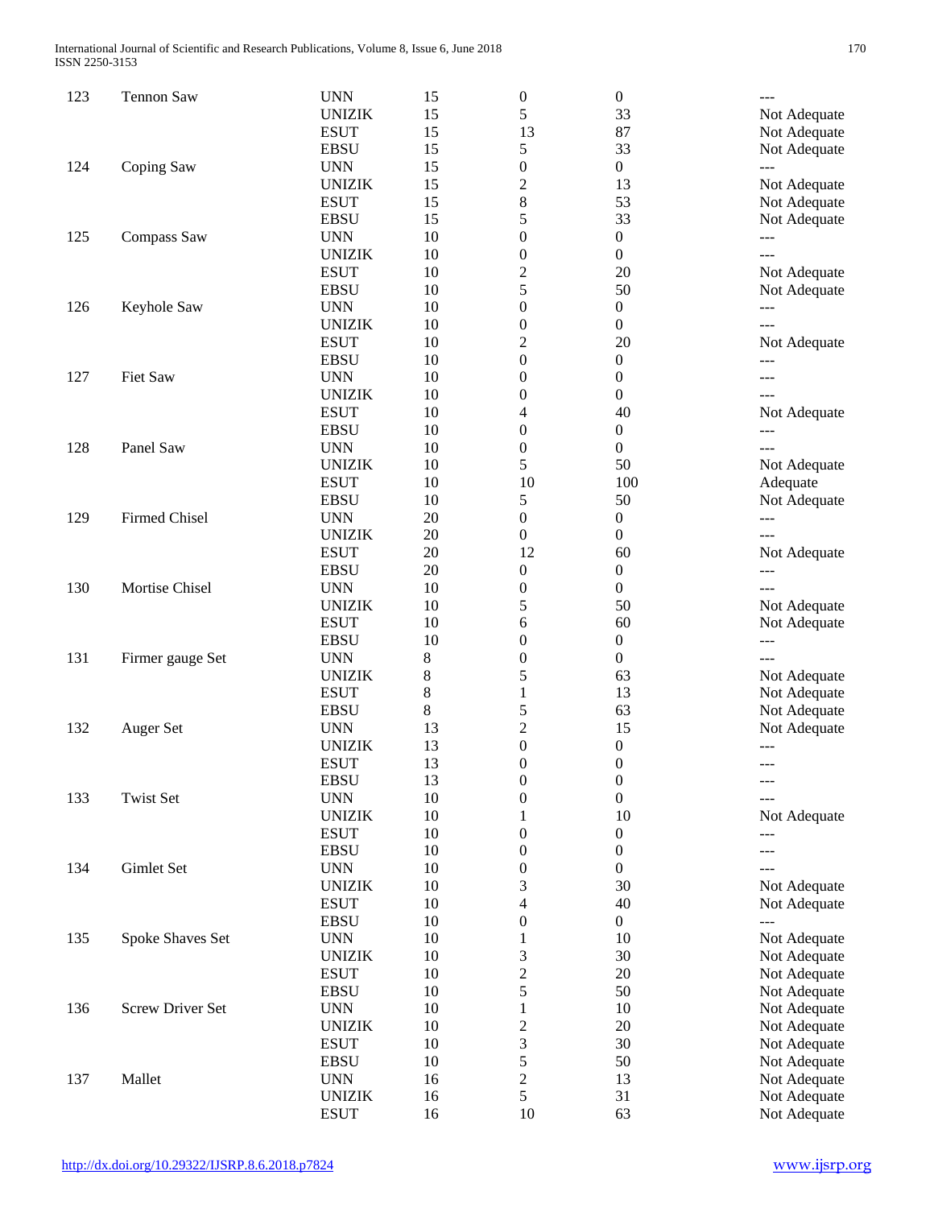| | | | | | | |
|---|---|---|---|---|---|---|
| 123 | Tennon Saw | UNN | 15 | 0 | 0 | --- |
| | | UNIZIK | 15 | 5 | 33 | Not Adequate |
| | | ESUT | 15 | 13 | 87 | Not Adequate |
| | | EBSU | 15 | 5 | 33 | Not Adequate |
| 124 | Coping Saw | UNN | 15 | 0 | 0 | --- |
| | | UNIZIK | 15 | 2 | 13 | Not Adequate |
| | | ESUT | 15 | 8 | 53 | Not Adequate |
| | | EBSU | 15 | 5 | 33 | Not Adequate |
| 125 | Compass Saw | UNN | 10 | 0 | 0 | --- |
| | | UNIZIK | 10 | 0 | 0 | --- |
| | | ESUT | 10 | 2 | 20 | Not Adequate |
| | | EBSU | 10 | 5 | 50 | Not Adequate |
| 126 | Keyhole Saw | UNN | 10 | 0 | 0 | --- |
| | | UNIZIK | 10 | 0 | 0 | --- |
| | | ESUT | 10 | 2 | 20 | Not Adequate |
| | | EBSU | 10 | 0 | 0 | --- |
| 127 | Fiet Saw | UNN | 10 | 0 | 0 | --- |
| | | UNIZIK | 10 | 0 | 0 | --- |
| | | ESUT | 10 | 4 | 40 | Not Adequate |
| | | EBSU | 10 | 0 | 0 | --- |
| 128 | Panel Saw | UNN | 10 | 0 | 0 | --- |
| | | UNIZIK | 10 | 5 | 50 | Not Adequate |
| | | ESUT | 10 | 10 | 100 | Adequate |
| | | EBSU | 10 | 5 | 50 | Not Adequate |
| 129 | Firmed Chisel | UNN | 20 | 0 | 0 | --- |
| | | UNIZIK | 20 | 0 | 0 | --- |
| | | ESUT | 20 | 12 | 60 | Not Adequate |
| | | EBSU | 20 | 0 | 0 | --- |
| 130 | Mortise Chisel | UNN | 10 | 0 | 0 | --- |
| | | UNIZIK | 10 | 5 | 50 | Not Adequate |
| | | ESUT | 10 | 6 | 60 | Not Adequate |
| | | EBSU | 10 | 0 | 0 | --- |
| 131 | Firmer gauge Set | UNN | 8 | 0 | 0 | --- |
| | | UNIZIK | 8 | 5 | 63 | Not Adequate |
| | | ESUT | 8 | 1 | 13 | Not Adequate |
| | | EBSU | 8 | 5 | 63 | Not Adequate |
| 132 | Auger Set | UNN | 13 | 2 | 15 | Not Adequate |
| | | UNIZIK | 13 | 0 | 0 | --- |
| | | ESUT | 13 | 0 | 0 | --- |
| | | EBSU | 13 | 0 | 0 | --- |
| 133 | Twist Set | UNN | 10 | 0 | 0 | --- |
| | | UNIZIK | 10 | 1 | 10 | Not Adequate |
| | | ESUT | 10 | 0 | 0 | --- |
| | | EBSU | 10 | 0 | 0 | --- |
| 134 | Gimlet Set | UNN | 10 | 0 | 0 | --- |
| | | UNIZIK | 10 | 3 | 30 | Not Adequate |
| | | ESUT | 10 | 4 | 40 | Not Adequate |
| | | EBSU | 10 | 0 | 0 | --- |
| 135 | Spoke Shaves Set | UNN | 10 | 1 | 10 | Not Adequate |
| | | UNIZIK | 10 | 3 | 30 | Not Adequate |
| | | ESUT | 10 | 2 | 20 | Not Adequate |
| | | EBSU | 10 | 5 | 50 | Not Adequate |
| 136 | Screw Driver Set | UNN | 10 | 1 | 10 | Not Adequate |
| | | UNIZIK | 10 | 2 | 20 | Not Adequate |
| | | ESUT | 10 | 3 | 30 | Not Adequate |
| | | EBSU | 10 | 5 | 50 | Not Adequate |
| 137 | Mallet | UNN | 16 | 2 | 13 | Not Adequate |
| | | UNIZIK | 16 | 5 | 31 | Not Adequate |
| | | ESUT | 16 | 10 | 63 | Not Adequate |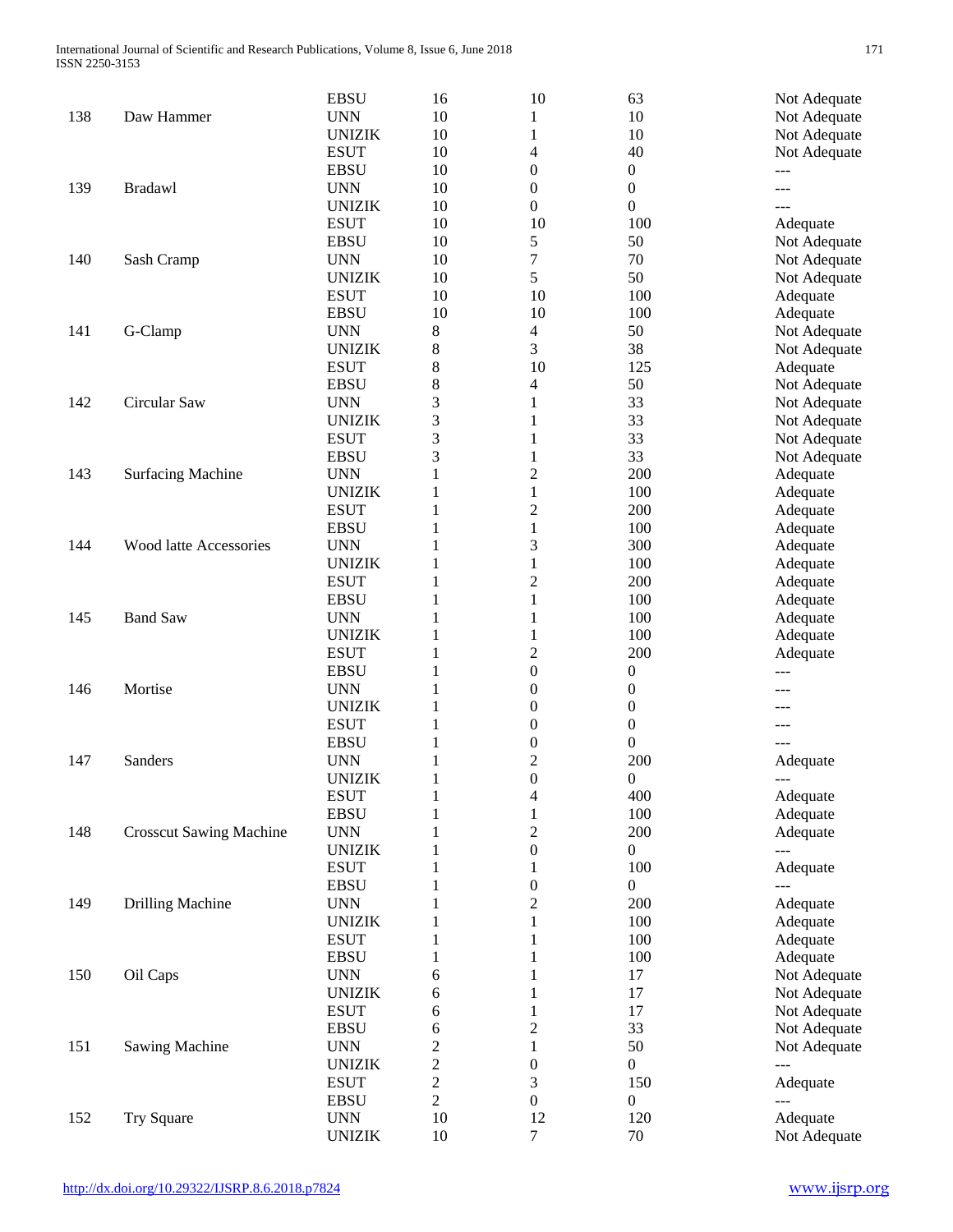| | | EBSU | 16 | 10 | 63 | Not Adequate |
|---|---|---|---|---|---|---|
| 138 | Daw Hammer | UNN | 10 | 1 | 10 | Not Adequate |
| | | UNIZIK | 10 | 1 | 10 | Not Adequate |
| | | ESUT | 10 | 4 | 40 | Not Adequate |
| | | EBSU | 10 | 0 | 0 | --- |
| 139 | Bradawl | UNN | 10 | 0 | 0 | --- |
| | | UNIZIK | 10 | 0 | 0 | --- |
| | | ESUT | 10 | 10 | 100 | Adequate |
| | | EBSU | 10 | 5 | 50 | Not Adequate |
| 140 | Sash Cramp | UNN | 10 | 7 | 70 | Not Adequate |
| | | UNIZIK | 10 | 5 | 50 | Not Adequate |
| | | ESUT | 10 | 10 | 100 | Adequate |
| | | EBSU | 10 | 10 | 100 | Adequate |
| 141 | G-Clamp | UNN | 8 | 4 | 50 | Not Adequate |
| | | UNIZIK | 8 | 3 | 38 | Not Adequate |
| | | ESUT | 8 | 10 | 125 | Adequate |
| | | EBSU | 8 | 4 | 50 | Not Adequate |
| 142 | Circular Saw | UNN | 3 | 1 | 33 | Not Adequate |
| | | UNIZIK | 3 | 1 | 33 | Not Adequate |
| | | ESUT | 3 | 1 | 33 | Not Adequate |
| | | EBSU | 3 | 1 | 33 | Not Adequate |
| 143 | Surfacing Machine | UNN | 1 | 2 | 200 | Adequate |
| | | UNIZIK | 1 | 1 | 100 | Adequate |
| | | ESUT | 1 | 2 | 200 | Adequate |
| | | EBSU | 1 | 1 | 100 | Adequate |
| 144 | Wood latte Accessories | UNN | 1 | 3 | 300 | Adequate |
| | | UNIZIK | 1 | 1 | 100 | Adequate |
| | | ESUT | 1 | 2 | 200 | Adequate |
| | | EBSU | 1 | 1 | 100 | Adequate |
| 145 | Band Saw | UNN | 1 | 1 | 100 | Adequate |
| | | UNIZIK | 1 | 1 | 100 | Adequate |
| | | ESUT | 1 | 2 | 200 | Adequate |
| | | EBSU | 1 | 0 | 0 | --- |
| 146 | Mortise | UNN | 1 | 0 | 0 | --- |
| | | UNIZIK | 1 | 0 | 0 | --- |
| | | ESUT | 1 | 0 | 0 | --- |
| | | EBSU | 1 | 0 | 0 | --- |
| 147 | Sanders | UNN | 1 | 2 | 200 | Adequate |
| | | UNIZIK | 1 | 0 | 0 | --- |
| | | ESUT | 1 | 4 | 400 | Adequate |
| | | EBSU | 1 | 1 | 100 | Adequate |
| 148 | Crosscut Sawing Machine | UNN | 1 | 2 | 200 | Adequate |
| | | UNIZIK | 1 | 0 | 0 | --- |
| | | ESUT | 1 | 1 | 100 | Adequate |
| | | EBSU | 1 | 0 | 0 | --- |
| 149 | Drilling Machine | UNN | 1 | 2 | 200 | Adequate |
| | | UNIZIK | 1 | 1 | 100 | Adequate |
| | | ESUT | 1 | 1 | 100 | Adequate |
| | | EBSU | 1 | 1 | 100 | Adequate |
| 150 | Oil Caps | UNN | 6 | 1 | 17 | Not Adequate |
| | | UNIZIK | 6 | 1 | 17 | Not Adequate |
| | | ESUT | 6 | 1 | 17 | Not Adequate |
| | | EBSU | 6 | 2 | 33 | Not Adequate |
| 151 | Sawing Machine | UNN | 2 | 1 | 50 | Not Adequate |
| | | UNIZIK | 2 | 0 | 0 | --- |
| | | ESUT | 2 | 3 | 150 | Adequate |
| | | EBSU | 2 | 0 | 0 | --- |
| 152 | Try Square | UNN | 10 | 12 | 120 | Adequate |
| | | UNIZIK | 10 | 7 | 70 | Not Adequate |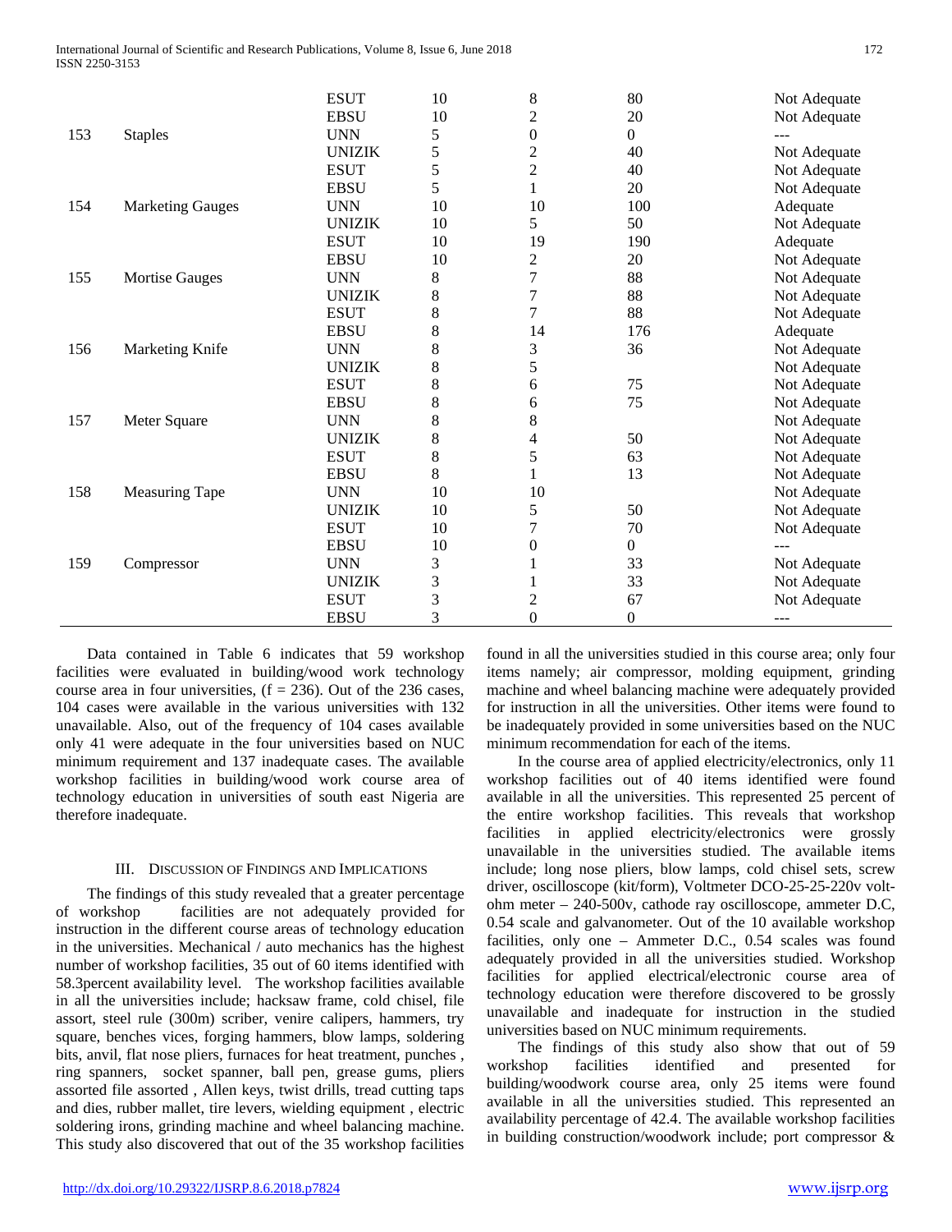|  |  | ESUT | 10 | 8 | 80 | Not Adequate |
|---|---|---|---|---|---|---|
|  |  | EBSU | 10 | 2 | 20 | Not Adequate |
| 153 | Staples | UNN | 5 | 0 | 0 | --- |
|  |  | UNIZIK | 5 | 2 | 40 | Not Adequate |
|  |  | ESUT | 5 | 2 | 40 | Not Adequate |
|  |  | EBSU | 5 | 1 | 20 | Not Adequate |
| 154 | Marketing Gauges | UNN | 10 | 10 | 100 | Adequate |
|  |  | UNIZIK | 10 | 5 | 50 | Not Adequate |
|  |  | ESUT | 10 | 19 | 190 | Adequate |
|  |  | EBSU | 10 | 2 | 20 | Not Adequate |
| 155 | Mortise Gauges | UNN | 8 | 7 | 88 | Not Adequate |
|  |  | UNIZIK | 8 | 7 | 88 | Not Adequate |
|  |  | ESUT | 8 | 7 | 88 | Not Adequate |
|  |  | EBSU | 8 | 14 | 176 | Adequate |
| 156 | Marketing Knife | UNN | 8 | 3 | 36 | Not Adequate |
|  |  | UNIZIK | 8 | 5 |  | Not Adequate |
|  |  | ESUT | 8 | 6 | 75 | Not Adequate |
|  |  | EBSU | 8 | 6 | 75 | Not Adequate |
| 157 | Meter Square | UNN | 8 | 8 |  | Not Adequate |
|  |  | UNIZIK | 8 | 4 | 50 | Not Adequate |
|  |  | ESUT | 8 | 5 | 63 | Not Adequate |
|  |  | EBSU | 8 | 1 | 13 | Not Adequate |
| 158 | Measuring Tape | UNN | 10 | 10 |  | Not Adequate |
|  |  | UNIZIK | 10 | 5 | 50 | Not Adequate |
|  |  | ESUT | 10 | 7 | 70 | Not Adequate |
|  |  | EBSU | 10 | 0 | 0 | --- |
| 159 | Compressor | UNN | 3 | 1 | 33 | Not Adequate |
|  |  | UNIZIK | 3 | 1 | 33 | Not Adequate |
|  |  | ESUT | 3 | 2 | 67 | Not Adequate |
|  |  | EBSU | 3 | 0 | 0 | --- |

Data contained in Table 6 indicates that 59 workshop facilities were evaluated in building/wood work technology course area in four universities, (f = 236). Out of the 236 cases, 104 cases were available in the various universities with 132 unavailable. Also, out of the frequency of 104 cases available only 41 were adequate in the four universities based on NUC minimum requirement and 137 inadequate cases. The available workshop facilities in building/wood work course area of technology education in universities of south east Nigeria are therefore inadequate.

## III. Discussion of Findings and Implications

The findings of this study revealed that a greater percentage of workshop facilities are not adequately provided for instruction in the different course areas of technology education in the universities. Mechanical / auto mechanics has the highest number of workshop facilities, 35 out of 60 items identified with 58.3percent availability level. The workshop facilities available in all the universities include; hacksaw frame, cold chisel, file assort, steel rule (300m) scriber, venire calipers, hammers, try square, benches vices, forging hammers, blow lamps, soldering bits, anvil, flat nose pliers, furnaces for heat treatment, punches , ring spanners, socket spanner, ball pen, grease gums, pliers assorted file assorted , Allen keys, twist drills, tread cutting taps and dies, rubber mallet, tire levers, wielding equipment , electric soldering irons, grinding machine and wheel balancing machine. This study also discovered that out of the 35 workshop facilities found in all the universities studied in this course area; only four items namely; air compressor, molding equipment, grinding machine and wheel balancing machine were adequately provided for instruction in all the universities. Other items were found to be inadequately provided in some universities based on the NUC minimum recommendation for each of the items.

In the course area of applied electricity/electronics, only 11 workshop facilities out of 40 items identified were found available in all the universities. This represented 25 percent of the entire workshop facilities. This reveals that workshop facilities in applied electricity/electronics were grossly unavailable in the universities studied. The available items include; long nose pliers, blow lamps, cold chisel sets, screw driver, oscilloscope (kit/form), Voltmeter DCO-25-25-220v volt-ohm meter – 240-500v, cathode ray oscilloscope, ammeter D.C, 0.54 scale and galvanometer. Out of the 10 available workshop facilities, only one – Ammeter D.C., 0.54 scales was found adequately provided in all the universities studied. Workshop facilities for applied electrical/electronic course area of technology education were therefore discovered to be grossly unavailable and inadequate for instruction in the studied universities based on NUC minimum requirements.

The findings of this study also show that out of 59 workshop facilities identified and presented for building/woodwork course area, only 25 items were found available in all the universities studied. This represented an availability percentage of 42.4. The available workshop facilities in building construction/woodwork include; port compressor &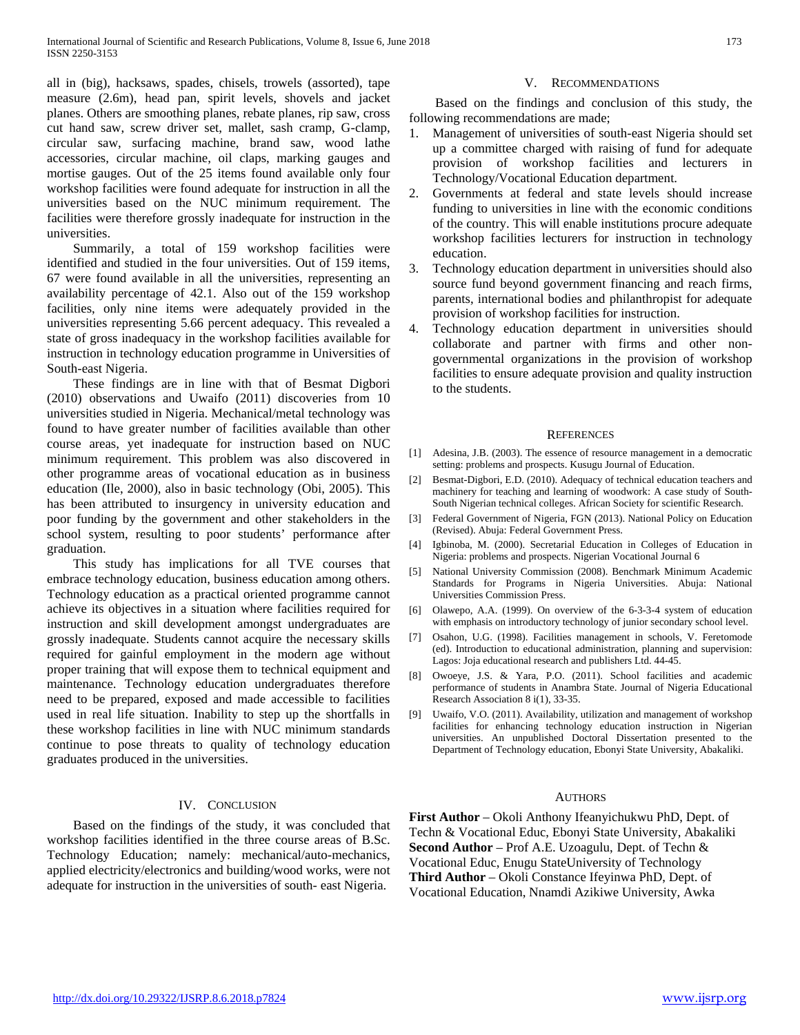all in (big), hacksaws, spades, chisels, trowels (assorted), tape measure (2.6m), head pan, spirit levels, shovels and jacket planes. Others are smoothing planes, rebate planes, rip saw, cross cut hand saw, screw driver set, mallet, sash cramp, G-clamp, circular saw, surfacing machine, brand saw, wood lathe accessories, circular machine, oil claps, marking gauges and mortise gauges. Out of the 25 items found available only four workshop facilities were found adequate for instruction in all the universities based on the NUC minimum requirement. The facilities were therefore grossly inadequate for instruction in the universities.

Summarily, a total of 159 workshop facilities were identified and studied in the four universities. Out of 159 items, 67 were found available in all the universities, representing an availability percentage of 42.1. Also out of the 159 workshop facilities, only nine items were adequately provided in the universities representing 5.66 percent adequacy. This revealed a state of gross inadequacy in the workshop facilities available for instruction in technology education programme in Universities of South-east Nigeria.

These findings are in line with that of Besmat Digbori (2010) observations and Uwaifo (2011) discoveries from 10 universities studied in Nigeria. Mechanical/metal technology was found to have greater number of facilities available than other course areas, yet inadequate for instruction based on NUC minimum requirement. This problem was also discovered in other programme areas of vocational education as in business education (Ile, 2000), also in basic technology (Obi, 2005). This has been attributed to insurgency in university education and poor funding by the government and other stakeholders in the school system, resulting to poor students' performance after graduation.

This study has implications for all TVE courses that embrace technology education, business education among others. Technology education as a practical oriented programme cannot achieve its objectives in a situation where facilities required for instruction and skill development amongst undergraduates are grossly inadequate. Students cannot acquire the necessary skills required for gainful employment in the modern age without proper training that will expose them to technical equipment and maintenance. Technology education undergraduates therefore need to be prepared, exposed and made accessible to facilities used in real life situation. Inability to step up the shortfalls in these workshop facilities in line with NUC minimum standards continue to pose threats to quality of technology education graduates produced in the universities.

## IV. Conclusion

Based on the findings of the study, it was concluded that workshop facilities identified in the three course areas of B.Sc. Technology Education; namely: mechanical/auto-mechanics, applied electricity/electronics and building/wood works, were not adequate for instruction in the universities of south- east Nigeria.

## V. Recommendations

Based on the findings and conclusion of this study, the following recommendations are made;

1. Management of universities of south-east Nigeria should set up a committee charged with raising of fund for adequate provision of workshop facilities and lecturers in Technology/Vocational Education department.
2. Governments at federal and state levels should increase funding to universities in line with the economic conditions of the country. This will enable institutions procure adequate workshop facilities lecturers for instruction in technology education.
3. Technology education department in universities should also source fund beyond government financing and reach firms, parents, international bodies and philanthropist for adequate provision of workshop facilities for instruction.
4. Technology education department in universities should collaborate and partner with firms and other non-governmental organizations in the provision of workshop facilities to ensure adequate provision and quality instruction to the students.

## References

[1] Adesina, J.B. (2003). The essence of resource management in a democratic setting: problems and prospects. Kusugu Journal of Education.

[2] Besmat-Digbori, E.D. (2010). Adequacy of technical education teachers and machinery for teaching and learning of woodwork: A case study of South-South Nigerian technical colleges. African Society for scientific Research.

[3] Federal Government of Nigeria, FGN (2013). National Policy on Education (Revised). Abuja: Federal Government Press.

[4] Igbinoba, M. (2000). Secretarial Education in Colleges of Education in Nigeria: problems and prospects. Nigerian Vocational Journal 6

[5] National University Commission (2008). Benchmark Minimum Academic Standards for Programs in Nigeria Universities. Abuja: National Universities Commission Press.

[6] Olawepo, A.A. (1999). On overview of the 6-3-3-4 system of education with emphasis on introductory technology of junior secondary school level.

[7] Osahon, U.G. (1998). Facilities management in schools, V. Feretomode (ed). Introduction to educational administration, planning and supervision: Lagos: Joja educational research and publishers Ltd. 44-45.

[8] Owoeye, J.S. & Yara, P.O. (2011). School facilities and academic performance of students in Anambra State. Journal of Nigeria Educational Research Association 8 i(1), 33-35.

[9] Uwaifo, V.O. (2011). Availability, utilization and management of workshop facilities for enhancing technology education instruction in Nigerian universities. An unpublished Doctoral Dissertation presented to the Department of Technology education, Ebonyi State University, Abakaliki.

## Authors

**First Author** – Okoli Anthony Ifeanyichukwu PhD, Dept. of Techn & Vocational Educ, Ebonyi State University, Abakaliki
**Second Author** – Prof A.E. Uzoagulu, Dept. of Techn & Vocational Educ, Enugu StateUniversity of Technology
**Third Author** – Okoli Constance Ifeyinwa PhD, Dept. of Vocational Education, Nnamdi Azikiwe University, Awka